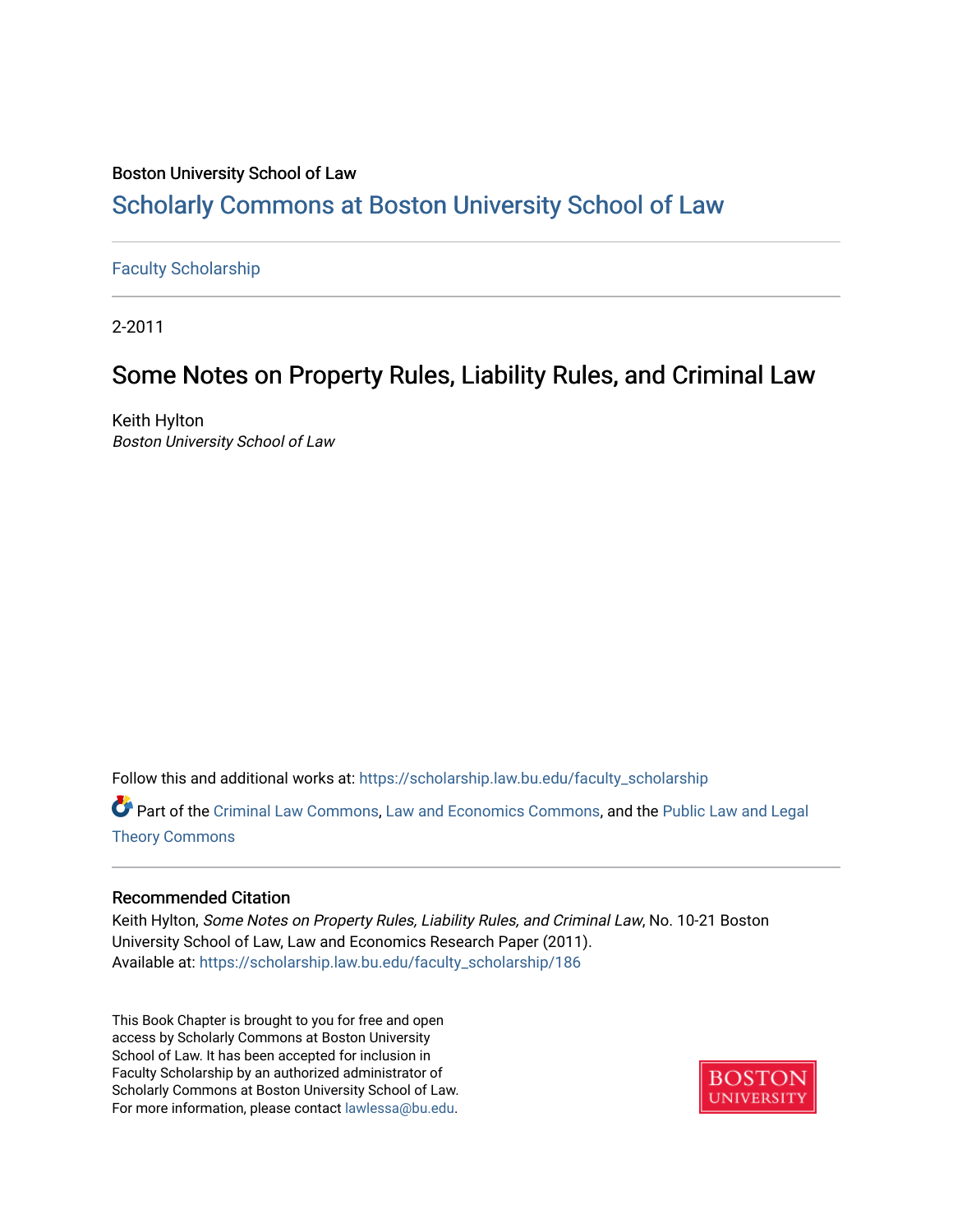Boston University School of Law

# Scholarly Commons at Boston University School of Law

Faculty Scholarship

2-2011

## Some Notes on Property Rules, Liability Rules, and Criminal Law

Keith Hylton
*Boston University School of Law*

Follow this and additional works at: https://scholarship.law.bu.edu/faculty_scholarship

Part of the Criminal Law Commons, Law and Economics Commons, and the Public Law and Legal Theory Commons

### Recommended Citation

Keith Hylton, *Some Notes on Property Rules, Liability Rules, and Criminal Law*, No. 10-21 Boston University School of Law, Law and Economics Research Paper (2011).
Available at: https://scholarship.law.bu.edu/faculty_scholarship/186

This Book Chapter is brought to you for free and open access by Scholarly Commons at Boston University School of Law. It has been accepted for inclusion in Faculty Scholarship by an authorized administrator of Scholarly Commons at Boston University School of Law. For more information, please contact lawlessa@bu.edu.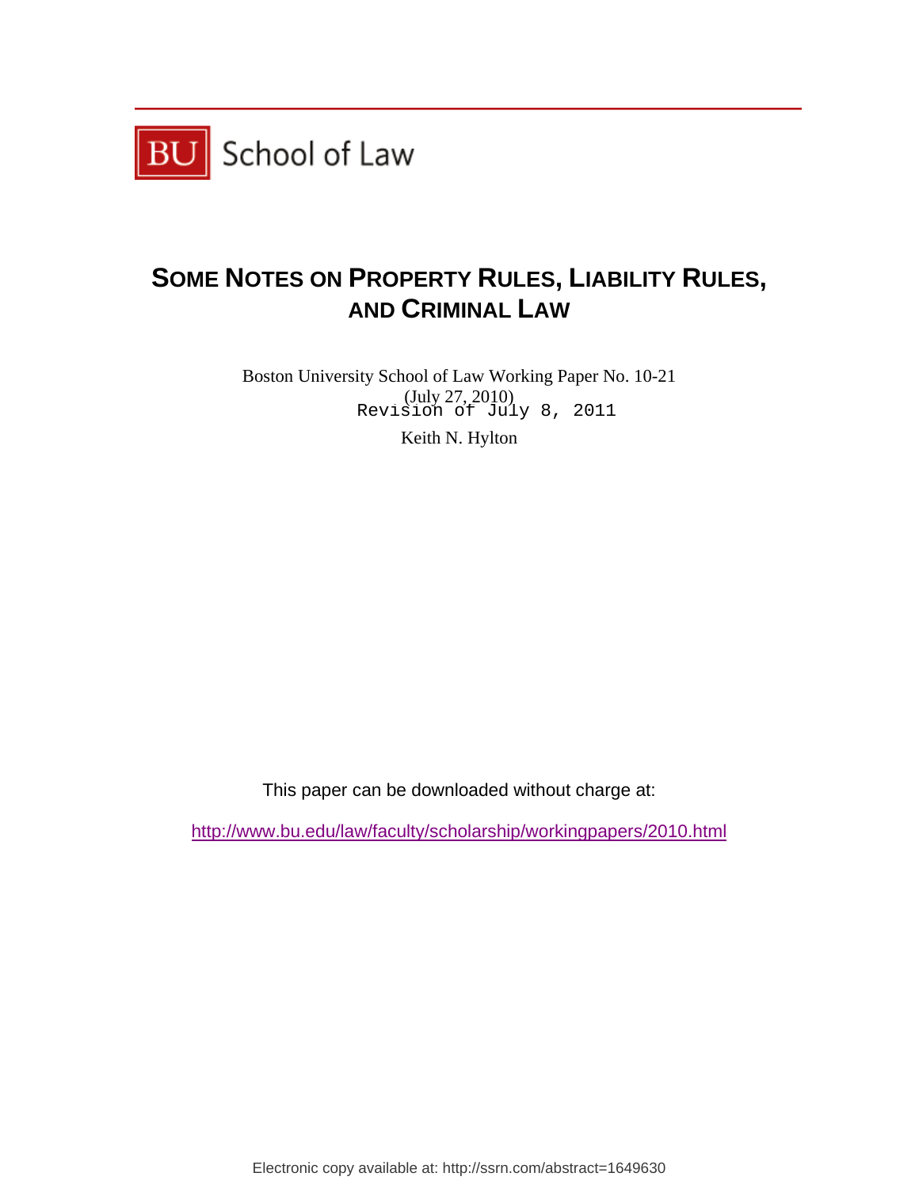BU School of Law

# SOME NOTES ON PROPERTY RULES, LIABILITY RULES, AND CRIMINAL LAW

Boston University School of Law Working Paper No. 10-21
(July 27, 2010)
Revision of July 8, 2011

Keith N. Hylton

This paper can be downloaded without charge at:

http://www.bu.edu/law/faculty/scholarship/workingpapers/2010.html

Electronic copy available at: http://ssrn.com/abstract=1649630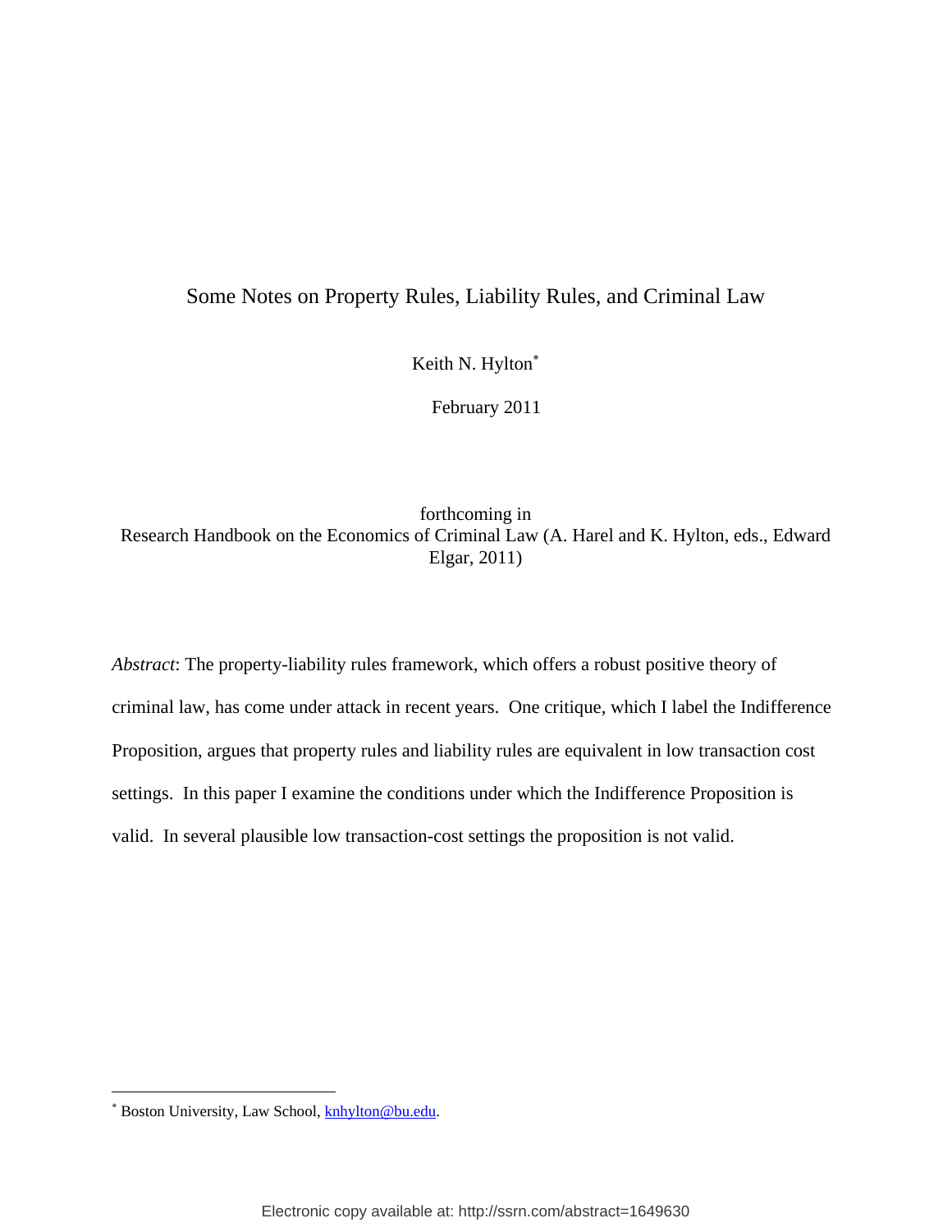# Some Notes on Property Rules, Liability Rules, and Criminal Law

Keith N. Hylton*

February 2011

forthcoming in
Research Handbook on the Economics of Criminal Law (A. Harel and K. Hylton, eds., Edward Elgar, 2011)

*Abstract*: The property-liability rules framework, which offers a robust positive theory of criminal law, has come under attack in recent years. One critique, which I label the Indifference Proposition, argues that property rules and liability rules are equivalent in low transaction cost settings. In this paper I examine the conditions under which the Indifference Proposition is valid. In several plausible low transaction-cost settings the proposition is not valid.

---

* Boston University, Law School, knhylton@bu.edu.

Electronic copy available at: http://ssrn.com/abstract=1649630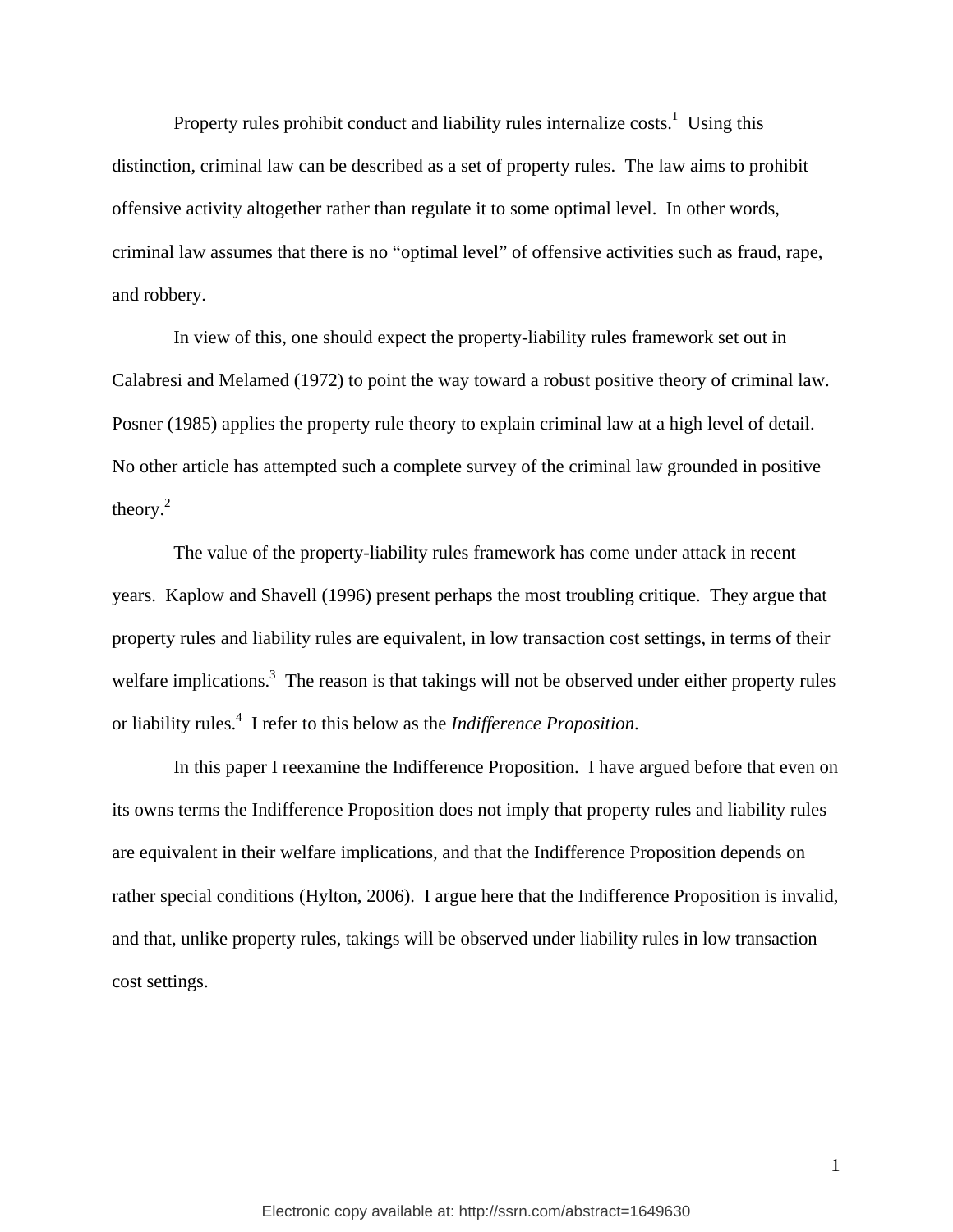Property rules prohibit conduct and liability rules internalize costs.[1] Using this distinction, criminal law can be described as a set of property rules. The law aims to prohibit offensive activity altogether rather than regulate it to some optimal level. In other words, criminal law assumes that there is no "optimal level" of offensive activities such as fraud, rape, and robbery.

In view of this, one should expect the property-liability rules framework set out in Calabresi and Melamed (1972) to point the way toward a robust positive theory of criminal law. Posner (1985) applies the property rule theory to explain criminal law at a high level of detail. No other article has attempted such a complete survey of the criminal law grounded in positive theory.[2]

The value of the property-liability rules framework has come under attack in recent years. Kaplow and Shavell (1996) present perhaps the most troubling critique. They argue that property rules and liability rules are equivalent, in low transaction cost settings, in terms of their welfare implications.[3] The reason is that takings will not be observed under either property rules or liability rules.[4] I refer to this below as the *Indifference Proposition*.

In this paper I reexamine the Indifference Proposition. I have argued before that even on its owns terms the Indifference Proposition does not imply that property rules and liability rules are equivalent in their welfare implications, and that the Indifference Proposition depends on rather special conditions (Hylton, 2006). I argue here that the Indifference Proposition is invalid, and that, unlike property rules, takings will be observed under liability rules in low transaction cost settings.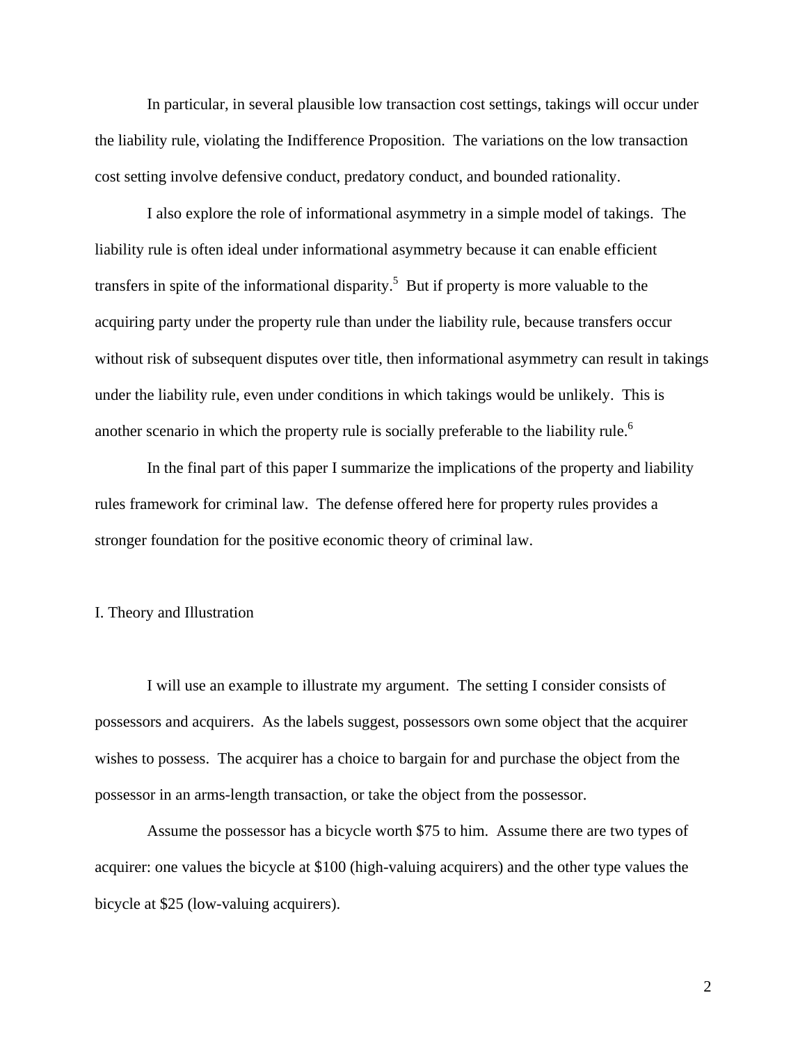In particular, in several plausible low transaction cost settings, takings will occur under the liability rule, violating the Indifference Proposition. The variations on the low transaction cost setting involve defensive conduct, predatory conduct, and bounded rationality.

I also explore the role of informational asymmetry in a simple model of takings. The liability rule is often ideal under informational asymmetry because it can enable efficient transfers in spite of the informational disparity.[5] But if property is more valuable to the acquiring party under the property rule than under the liability rule, because transfers occur without risk of subsequent disputes over title, then informational asymmetry can result in takings under the liability rule, even under conditions in which takings would be unlikely. This is another scenario in which the property rule is socially preferable to the liability rule.[6]

In the final part of this paper I summarize the implications of the property and liability rules framework for criminal law. The defense offered here for property rules provides a stronger foundation for the positive economic theory of criminal law.

## I. Theory and Illustration

I will use an example to illustrate my argument. The setting I consider consists of possessors and acquirers. As the labels suggest, possessors own some object that the acquirer wishes to possess. The acquirer has a choice to bargain for and purchase the object from the possessor in an arms-length transaction, or take the object from the possessor.

Assume the possessor has a bicycle worth $75 to him. Assume there are two types of acquirer: one values the bicycle at $100 (high-valuing acquirers) and the other type values the bicycle at $25 (low-valuing acquirers).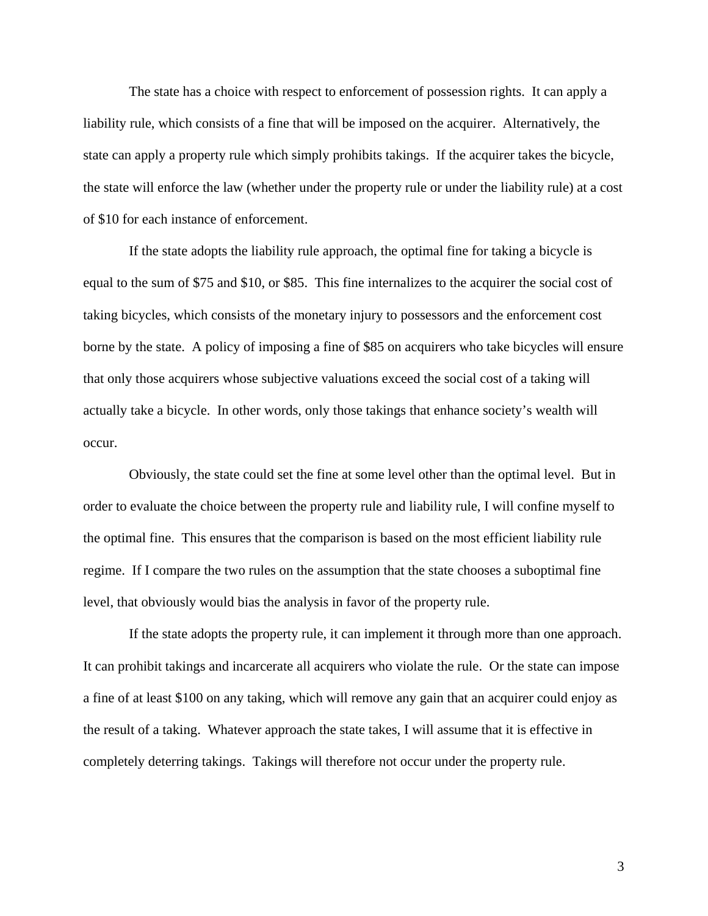The state has a choice with respect to enforcement of possession rights. It can apply a liability rule, which consists of a fine that will be imposed on the acquirer. Alternatively, the state can apply a property rule which simply prohibits takings. If the acquirer takes the bicycle, the state will enforce the law (whether under the property rule or under the liability rule) at a cost of $10 for each instance of enforcement.

If the state adopts the liability rule approach, the optimal fine for taking a bicycle is equal to the sum of $75 and $10, or $85. This fine internalizes to the acquirer the social cost of taking bicycles, which consists of the monetary injury to possessors and the enforcement cost borne by the state. A policy of imposing a fine of $85 on acquirers who take bicycles will ensure that only those acquirers whose subjective valuations exceed the social cost of a taking will actually take a bicycle. In other words, only those takings that enhance society's wealth will occur.

Obviously, the state could set the fine at some level other than the optimal level. But in order to evaluate the choice between the property rule and liability rule, I will confine myself to the optimal fine. This ensures that the comparison is based on the most efficient liability rule regime. If I compare the two rules on the assumption that the state chooses a suboptimal fine level, that obviously would bias the analysis in favor of the property rule.

If the state adopts the property rule, it can implement it through more than one approach. It can prohibit takings and incarcerate all acquirers who violate the rule. Or the state can impose a fine of at least $100 on any taking, which will remove any gain that an acquirer could enjoy as the result of a taking. Whatever approach the state takes, I will assume that it is effective in completely deterring takings. Takings will therefore not occur under the property rule.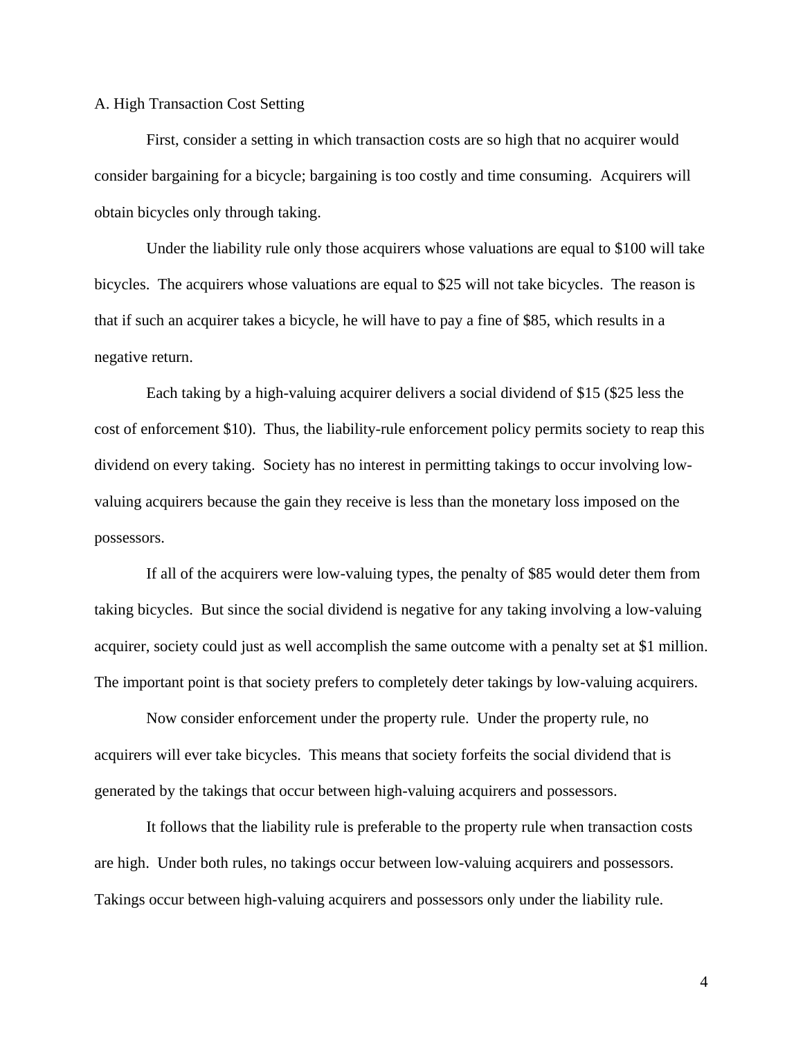### A. High Transaction Cost Setting

First, consider a setting in which transaction costs are so high that no acquirer would consider bargaining for a bicycle; bargaining is too costly and time consuming. Acquirers will obtain bicycles only through taking.

Under the liability rule only those acquirers whose valuations are equal to $100 will take bicycles. The acquirers whose valuations are equal to $25 will not take bicycles. The reason is that if such an acquirer takes a bicycle, he will have to pay a fine of $85, which results in a negative return.

Each taking by a high-valuing acquirer delivers a social dividend of $15 ($25 less the cost of enforcement $10). Thus, the liability-rule enforcement policy permits society to reap this dividend on every taking. Society has no interest in permitting takings to occur involving low-valuing acquirers because the gain they receive is less than the monetary loss imposed on the possessors.

If all of the acquirers were low-valuing types, the penalty of $85 would deter them from taking bicycles. But since the social dividend is negative for any taking involving a low-valuing acquirer, society could just as well accomplish the same outcome with a penalty set at $1 million. The important point is that society prefers to completely deter takings by low-valuing acquirers.

Now consider enforcement under the property rule. Under the property rule, no acquirers will ever take bicycles. This means that society forfeits the social dividend that is generated by the takings that occur between high-valuing acquirers and possessors.

It follows that the liability rule is preferable to the property rule when transaction costs are high. Under both rules, no takings occur between low-valuing acquirers and possessors. Takings occur between high-valuing acquirers and possessors only under the liability rule.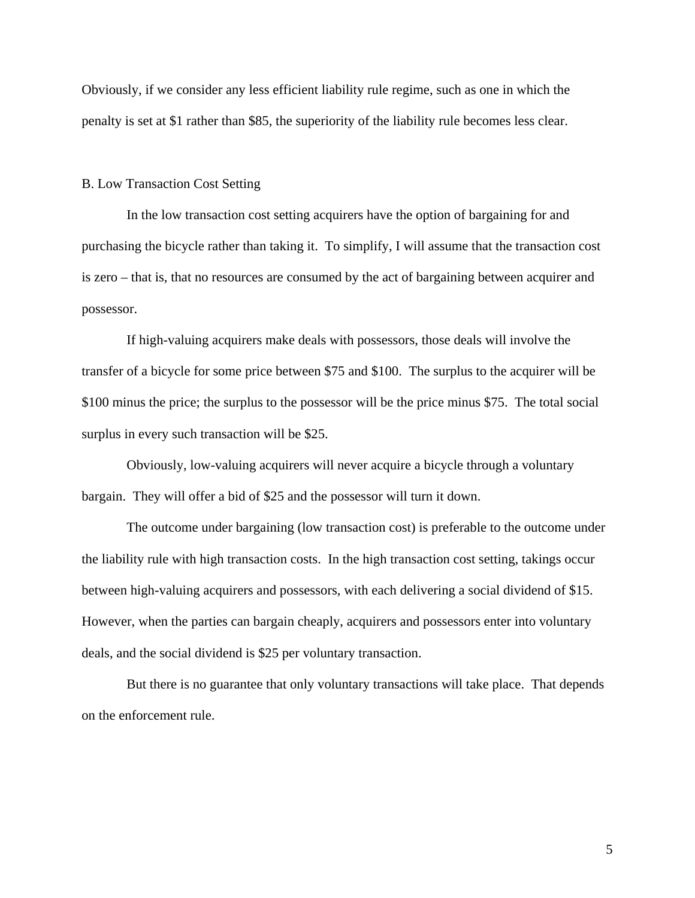Obviously, if we consider any less efficient liability rule regime, such as one in which the penalty is set at $1 rather than $85, the superiority of the liability rule becomes less clear.

## B. Low Transaction Cost Setting

In the low transaction cost setting acquirers have the option of bargaining for and purchasing the bicycle rather than taking it. To simplify, I will assume that the transaction cost is zero – that is, that no resources are consumed by the act of bargaining between acquirer and possessor.

If high-valuing acquirers make deals with possessors, those deals will involve the transfer of a bicycle for some price between $75 and $100. The surplus to the acquirer will be $100 minus the price; the surplus to the possessor will be the price minus $75. The total social surplus in every such transaction will be $25.

Obviously, low-valuing acquirers will never acquire a bicycle through a voluntary bargain. They will offer a bid of $25 and the possessor will turn it down.

The outcome under bargaining (low transaction cost) is preferable to the outcome under the liability rule with high transaction costs. In the high transaction cost setting, takings occur between high-valuing acquirers and possessors, with each delivering a social dividend of $15. However, when the parties can bargain cheaply, acquirers and possessors enter into voluntary deals, and the social dividend is $25 per voluntary transaction.

But there is no guarantee that only voluntary transactions will take place. That depends on the enforcement rule.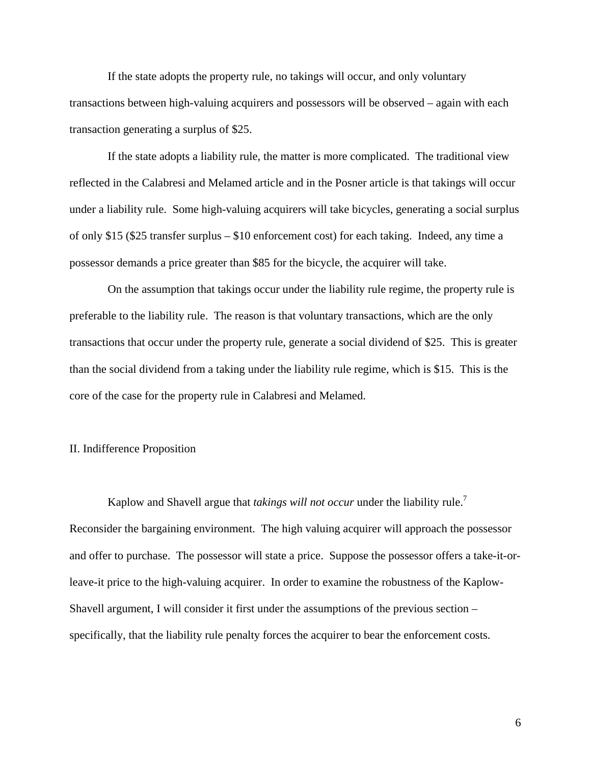If the state adopts the property rule, no takings will occur, and only voluntary transactions between high-valuing acquirers and possessors will be observed – again with each transaction generating a surplus of $25.

If the state adopts a liability rule, the matter is more complicated. The traditional view reflected in the Calabresi and Melamed article and in the Posner article is that takings will occur under a liability rule. Some high-valuing acquirers will take bicycles, generating a social surplus of only $15 ($25 transfer surplus – $10 enforcement cost) for each taking. Indeed, any time a possessor demands a price greater than $85 for the bicycle, the acquirer will take.

On the assumption that takings occur under the liability rule regime, the property rule is preferable to the liability rule. The reason is that voluntary transactions, which are the only transactions that occur under the property rule, generate a social dividend of $25. This is greater than the social dividend from a taking under the liability rule regime, which is $15. This is the core of the case for the property rule in Calabresi and Melamed.

## II. Indifference Proposition

Kaplow and Shavell argue that *takings will not occur* under the liability rule.[7] Reconsider the bargaining environment. The high valuing acquirer will approach the possessor and offer to purchase. The possessor will state a price. Suppose the possessor offers a take-it-or-leave-it price to the high-valuing acquirer. In order to examine the robustness of the Kaplow-Shavell argument, I will consider it first under the assumptions of the previous section – specifically, that the liability rule penalty forces the acquirer to bear the enforcement costs.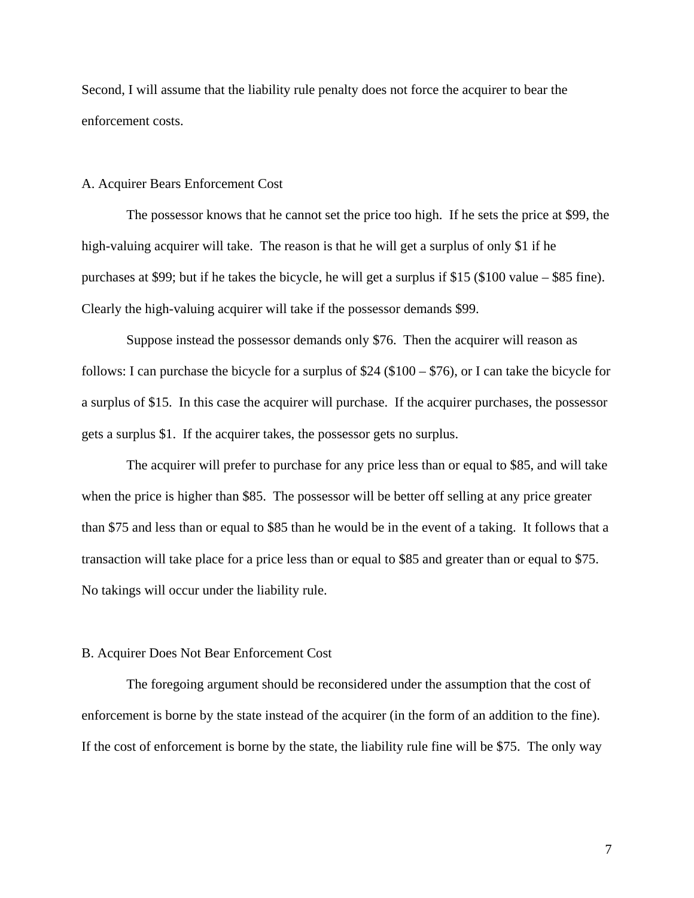Second, I will assume that the liability rule penalty does not force the acquirer to bear the enforcement costs.

## A. Acquirer Bears Enforcement Cost

The possessor knows that he cannot set the price too high. If he sets the price at $99, the high-valuing acquirer will take. The reason is that he will get a surplus of only $1 if he purchases at $99; but if he takes the bicycle, he will get a surplus if $15 ($100 value – $85 fine). Clearly the high-valuing acquirer will take if the possessor demands $99.

Suppose instead the possessor demands only $76. Then the acquirer will reason as follows: I can purchase the bicycle for a surplus of $24 ($100 – $76), or I can take the bicycle for a surplus of $15. In this case the acquirer will purchase. If the acquirer purchases, the possessor gets a surplus $1. If the acquirer takes, the possessor gets no surplus.

The acquirer will prefer to purchase for any price less than or equal to $85, and will take when the price is higher than $85. The possessor will be better off selling at any price greater than $75 and less than or equal to $85 than he would be in the event of a taking. It follows that a transaction will take place for a price less than or equal to $85 and greater than or equal to $75. No takings will occur under the liability rule.

## B. Acquirer Does Not Bear Enforcement Cost

The foregoing argument should be reconsidered under the assumption that the cost of enforcement is borne by the state instead of the acquirer (in the form of an addition to the fine). If the cost of enforcement is borne by the state, the liability rule fine will be $75. The only way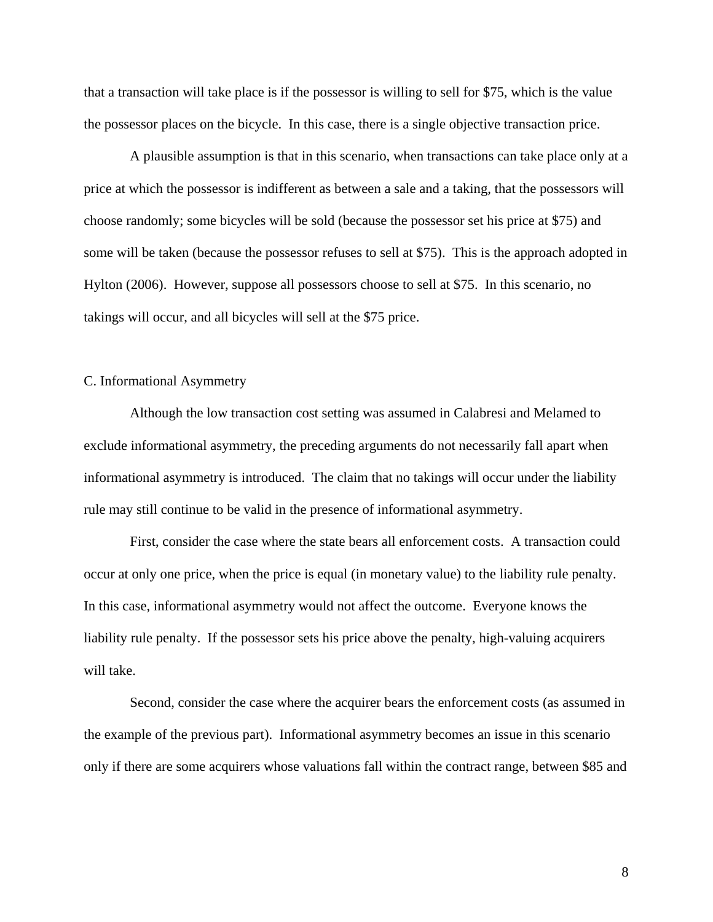that a transaction will take place is if the possessor is willing to sell for $75, which is the value the possessor places on the bicycle. In this case, there is a single objective transaction price.

A plausible assumption is that in this scenario, when transactions can take place only at a price at which the possessor is indifferent as between a sale and a taking, that the possessors will choose randomly; some bicycles will be sold (because the possessor set his price at $75) and some will be taken (because the possessor refuses to sell at $75). This is the approach adopted in Hylton (2006). However, suppose all possessors choose to sell at $75. In this scenario, no takings will occur, and all bicycles will sell at the $75 price.

### C. Informational Asymmetry

Although the low transaction cost setting was assumed in Calabresi and Melamed to exclude informational asymmetry, the preceding arguments do not necessarily fall apart when informational asymmetry is introduced. The claim that no takings will occur under the liability rule may still continue to be valid in the presence of informational asymmetry.

First, consider the case where the state bears all enforcement costs. A transaction could occur at only one price, when the price is equal (in monetary value) to the liability rule penalty. In this case, informational asymmetry would not affect the outcome. Everyone knows the liability rule penalty. If the possessor sets his price above the penalty, high-valuing acquirers will take.

Second, consider the case where the acquirer bears the enforcement costs (as assumed in the example of the previous part). Informational asymmetry becomes an issue in this scenario only if there are some acquirers whose valuations fall within the contract range, between $85 and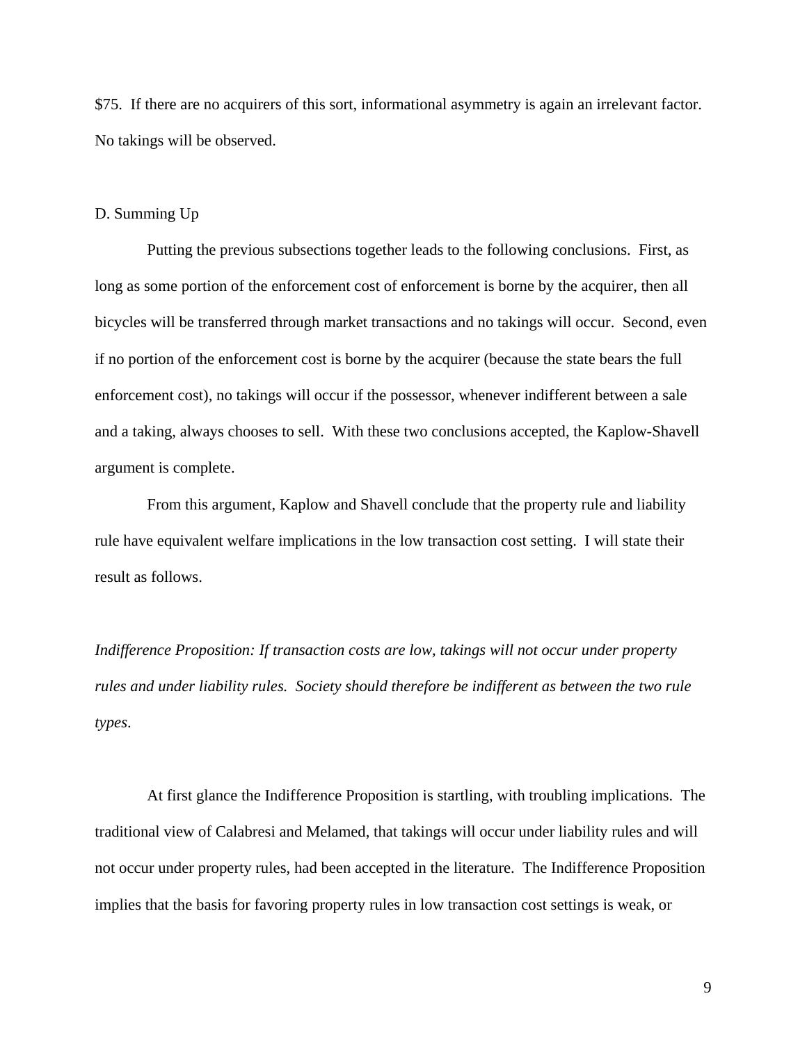$75. If there are no acquirers of this sort, informational asymmetry is again an irrelevant factor. No takings will be observed.

### D. Summing Up

Putting the previous subsections together leads to the following conclusions. First, as long as some portion of the enforcement cost of enforcement is borne by the acquirer, then all bicycles will be transferred through market transactions and no takings will occur. Second, even if no portion of the enforcement cost is borne by the acquirer (because the state bears the full enforcement cost), no takings will occur if the possessor, whenever indifferent between a sale and a taking, always chooses to sell. With these two conclusions accepted, the Kaplow-Shavell argument is complete.

From this argument, Kaplow and Shavell conclude that the property rule and liability rule have equivalent welfare implications in the low transaction cost setting. I will state their result as follows.

*Indifference Proposition: If transaction costs are low, takings will not occur under property rules and under liability rules. Society should therefore be indifferent as between the two rule types*.

At first glance the Indifference Proposition is startling, with troubling implications. The traditional view of Calabresi and Melamed, that takings will occur under liability rules and will not occur under property rules, had been accepted in the literature. The Indifference Proposition implies that the basis for favoring property rules in low transaction cost settings is weak, or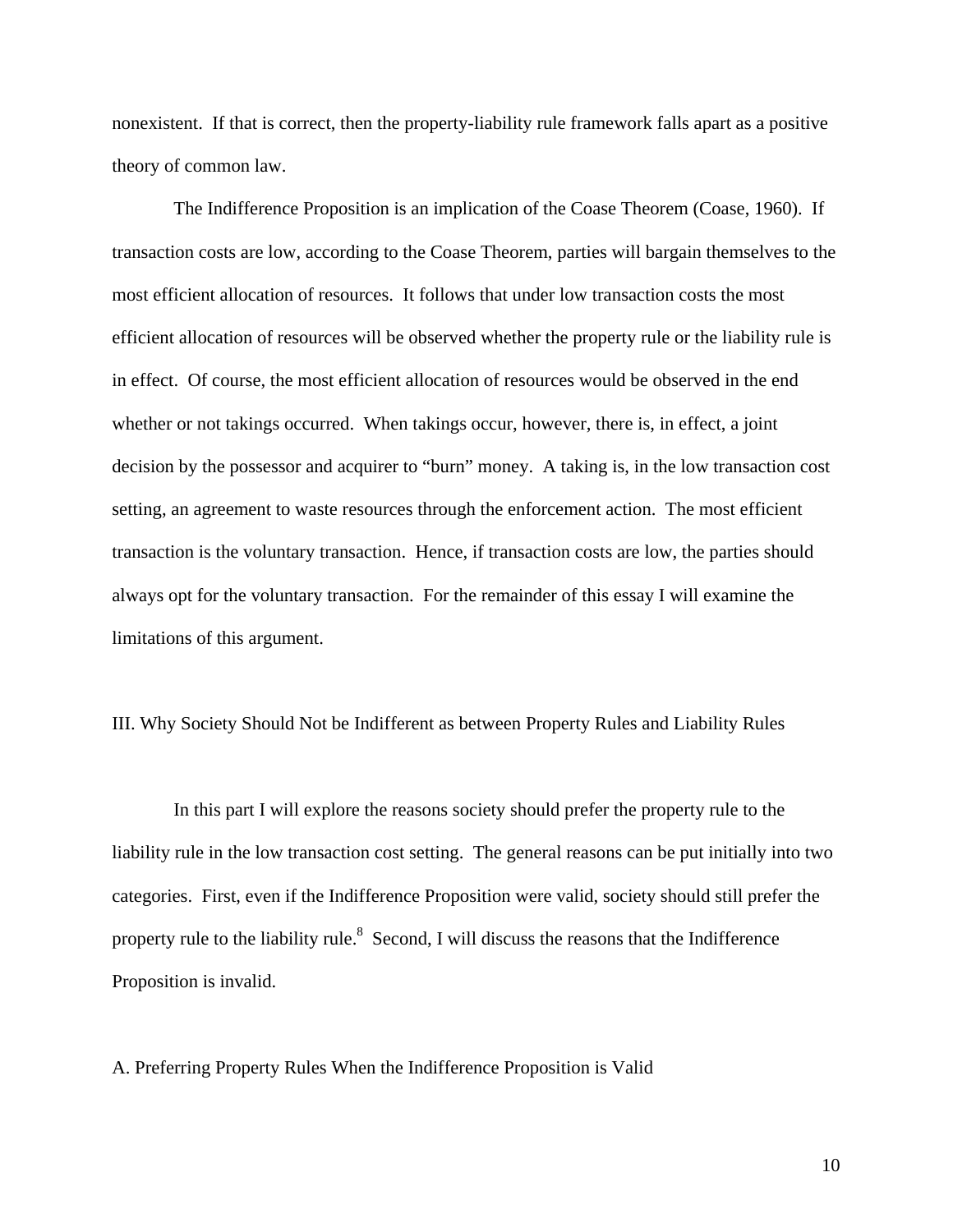nonexistent. If that is correct, then the property-liability rule framework falls apart as a positive theory of common law.

The Indifference Proposition is an implication of the Coase Theorem (Coase, 1960). If transaction costs are low, according to the Coase Theorem, parties will bargain themselves to the most efficient allocation of resources. It follows that under low transaction costs the most efficient allocation of resources will be observed whether the property rule or the liability rule is in effect. Of course, the most efficient allocation of resources would be observed in the end whether or not takings occurred. When takings occur, however, there is, in effect, a joint decision by the possessor and acquirer to "burn" money. A taking is, in the low transaction cost setting, an agreement to waste resources through the enforcement action. The most efficient transaction is the voluntary transaction. Hence, if transaction costs are low, the parties should always opt for the voluntary transaction. For the remainder of this essay I will examine the limitations of this argument.

## III. Why Society Should Not be Indifferent as between Property Rules and Liability Rules

In this part I will explore the reasons society should prefer the property rule to the liability rule in the low transaction cost setting. The general reasons can be put initially into two categories. First, even if the Indifference Proposition were valid, society should still prefer the property rule to the liability rule.[8] Second, I will discuss the reasons that the Indifference Proposition is invalid.

### A. Preferring Property Rules When the Indifference Proposition is Valid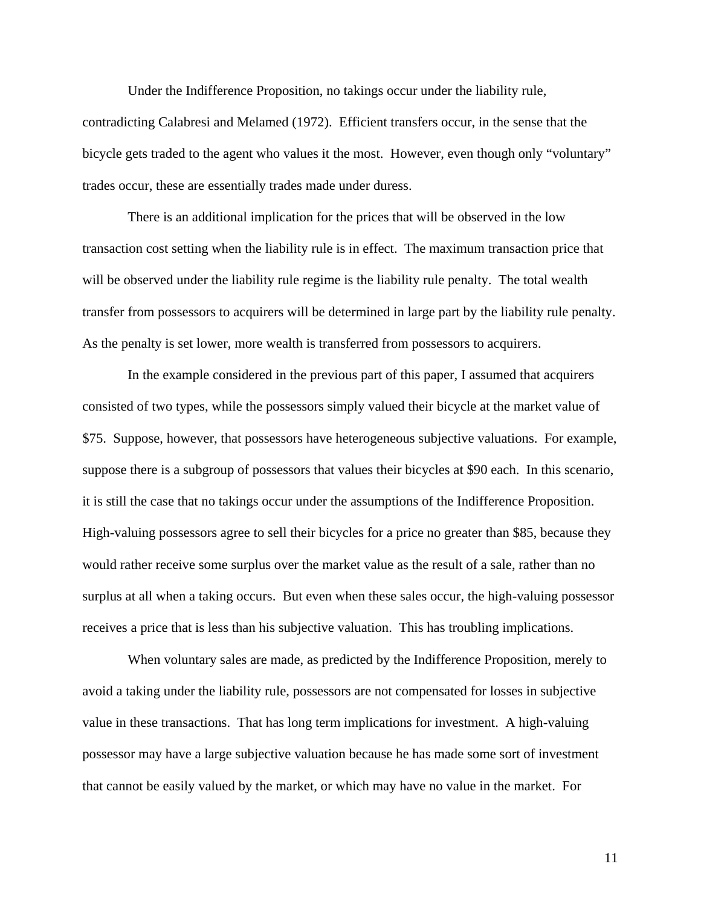Under the Indifference Proposition, no takings occur under the liability rule, contradicting Calabresi and Melamed (1972). Efficient transfers occur, in the sense that the bicycle gets traded to the agent who values it the most. However, even though only "voluntary" trades occur, these are essentially trades made under duress.

There is an additional implication for the prices that will be observed in the low transaction cost setting when the liability rule is in effect. The maximum transaction price that will be observed under the liability rule regime is the liability rule penalty. The total wealth transfer from possessors to acquirers will be determined in large part by the liability rule penalty. As the penalty is set lower, more wealth is transferred from possessors to acquirers.

In the example considered in the previous part of this paper, I assumed that acquirers consisted of two types, while the possessors simply valued their bicycle at the market value of \$75. Suppose, however, that possessors have heterogeneous subjective valuations. For example, suppose there is a subgroup of possessors that values their bicycles at \$90 each. In this scenario, it is still the case that no takings occur under the assumptions of the Indifference Proposition. High-valuing possessors agree to sell their bicycles for a price no greater than \$85, because they would rather receive some surplus over the market value as the result of a sale, rather than no surplus at all when a taking occurs. But even when these sales occur, the high-valuing possessor receives a price that is less than his subjective valuation. This has troubling implications.

When voluntary sales are made, as predicted by the Indifference Proposition, merely to avoid a taking under the liability rule, possessors are not compensated for losses in subjective value in these transactions. That has long term implications for investment. A high-valuing possessor may have a large subjective valuation because he has made some sort of investment that cannot be easily valued by the market, or which may have no value in the market. For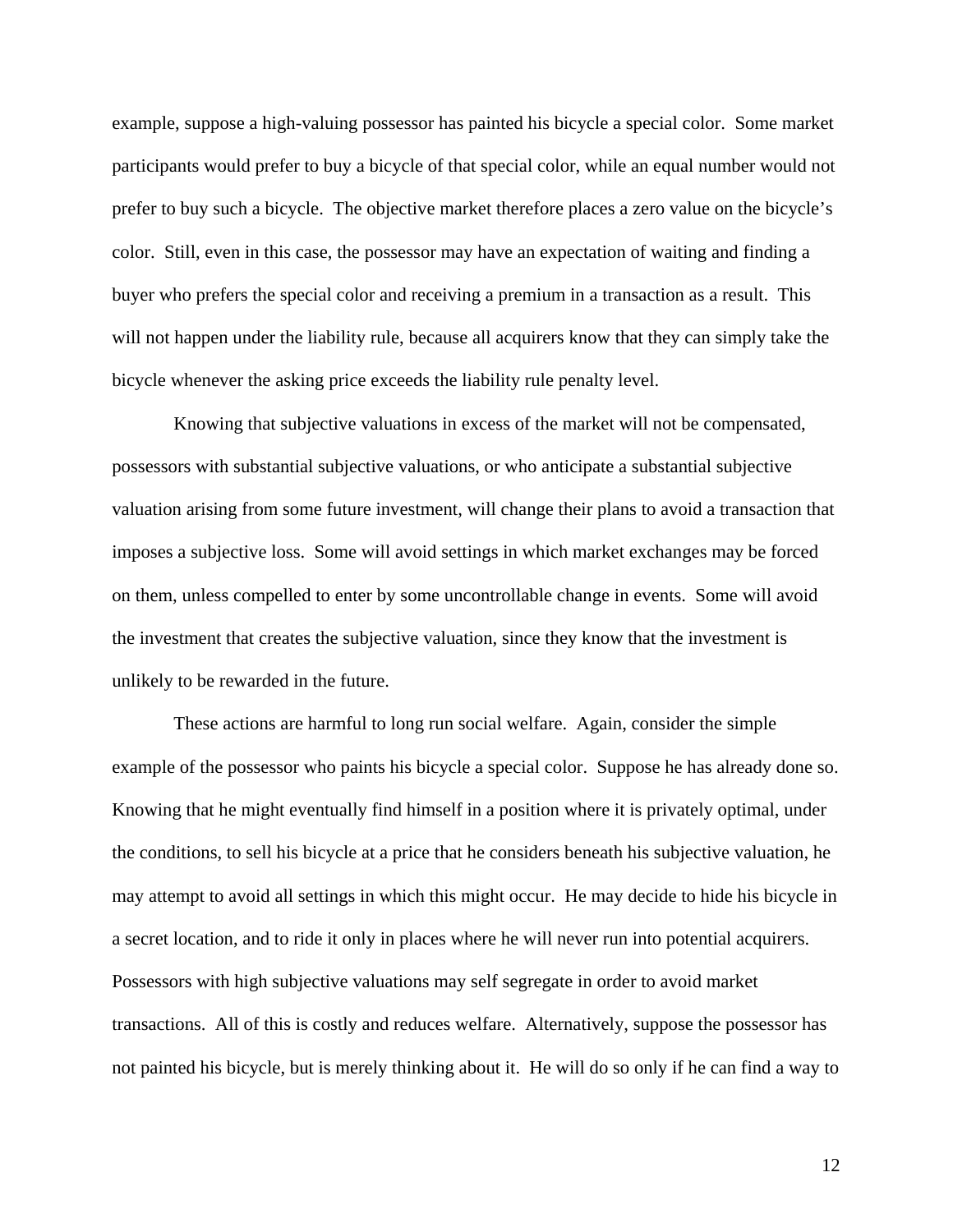example, suppose a high-valuing possessor has painted his bicycle a special color. Some market participants would prefer to buy a bicycle of that special color, while an equal number would not prefer to buy such a bicycle. The objective market therefore places a zero value on the bicycle's color. Still, even in this case, the possessor may have an expectation of waiting and finding a buyer who prefers the special color and receiving a premium in a transaction as a result. This will not happen under the liability rule, because all acquirers know that they can simply take the bicycle whenever the asking price exceeds the liability rule penalty level.

Knowing that subjective valuations in excess of the market will not be compensated, possessors with substantial subjective valuations, or who anticipate a substantial subjective valuation arising from some future investment, will change their plans to avoid a transaction that imposes a subjective loss. Some will avoid settings in which market exchanges may be forced on them, unless compelled to enter by some uncontrollable change in events. Some will avoid the investment that creates the subjective valuation, since they know that the investment is unlikely to be rewarded in the future.

These actions are harmful to long run social welfare. Again, consider the simple example of the possessor who paints his bicycle a special color. Suppose he has already done so. Knowing that he might eventually find himself in a position where it is privately optimal, under the conditions, to sell his bicycle at a price that he considers beneath his subjective valuation, he may attempt to avoid all settings in which this might occur. He may decide to hide his bicycle in a secret location, and to ride it only in places where he will never run into potential acquirers. Possessors with high subjective valuations may self segregate in order to avoid market transactions. All of this is costly and reduces welfare. Alternatively, suppose the possessor has not painted his bicycle, but is merely thinking about it. He will do so only if he can find a way to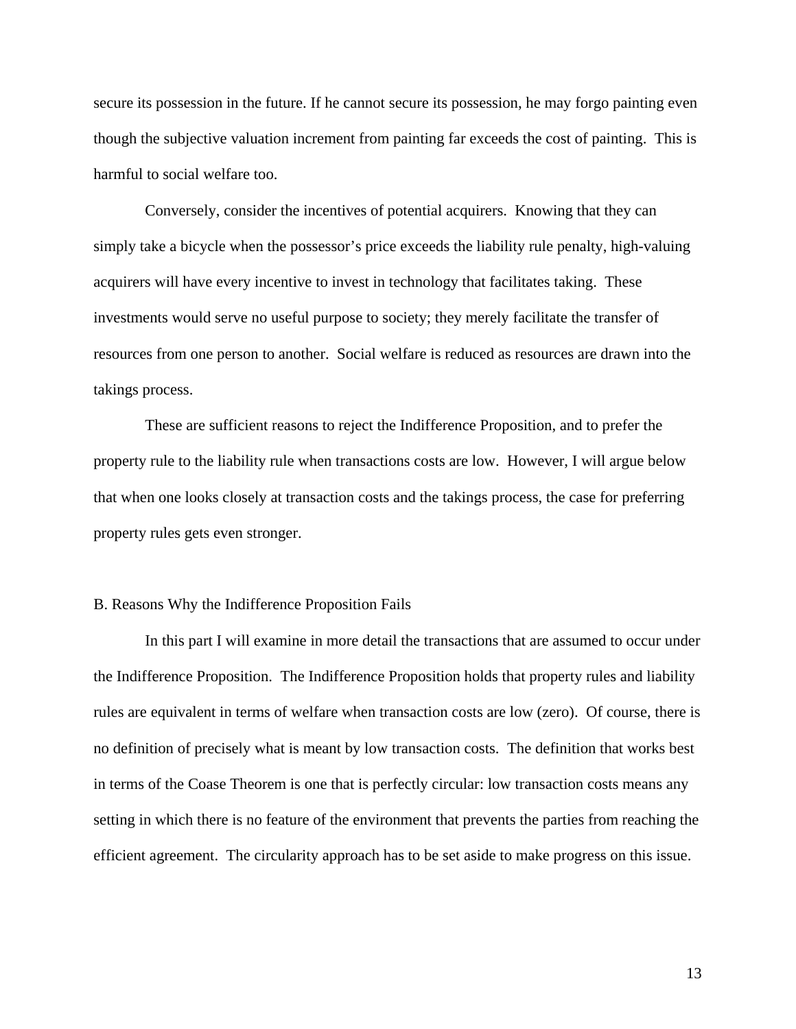secure its possession in the future. If he cannot secure its possession, he may forgo painting even though the subjective valuation increment from painting far exceeds the cost of painting. This is harmful to social welfare too.

Conversely, consider the incentives of potential acquirers. Knowing that they can simply take a bicycle when the possessor's price exceeds the liability rule penalty, high-valuing acquirers will have every incentive to invest in technology that facilitates taking. These investments would serve no useful purpose to society; they merely facilitate the transfer of resources from one person to another. Social welfare is reduced as resources are drawn into the takings process.

These are sufficient reasons to reject the Indifference Proposition, and to prefer the property rule to the liability rule when transactions costs are low. However, I will argue below that when one looks closely at transaction costs and the takings process, the case for preferring property rules gets even stronger.

### B. Reasons Why the Indifference Proposition Fails

In this part I will examine in more detail the transactions that are assumed to occur under the Indifference Proposition. The Indifference Proposition holds that property rules and liability rules are equivalent in terms of welfare when transaction costs are low (zero). Of course, there is no definition of precisely what is meant by low transaction costs. The definition that works best in terms of the Coase Theorem is one that is perfectly circular: low transaction costs means any setting in which there is no feature of the environment that prevents the parties from reaching the efficient agreement. The circularity approach has to be set aside to make progress on this issue.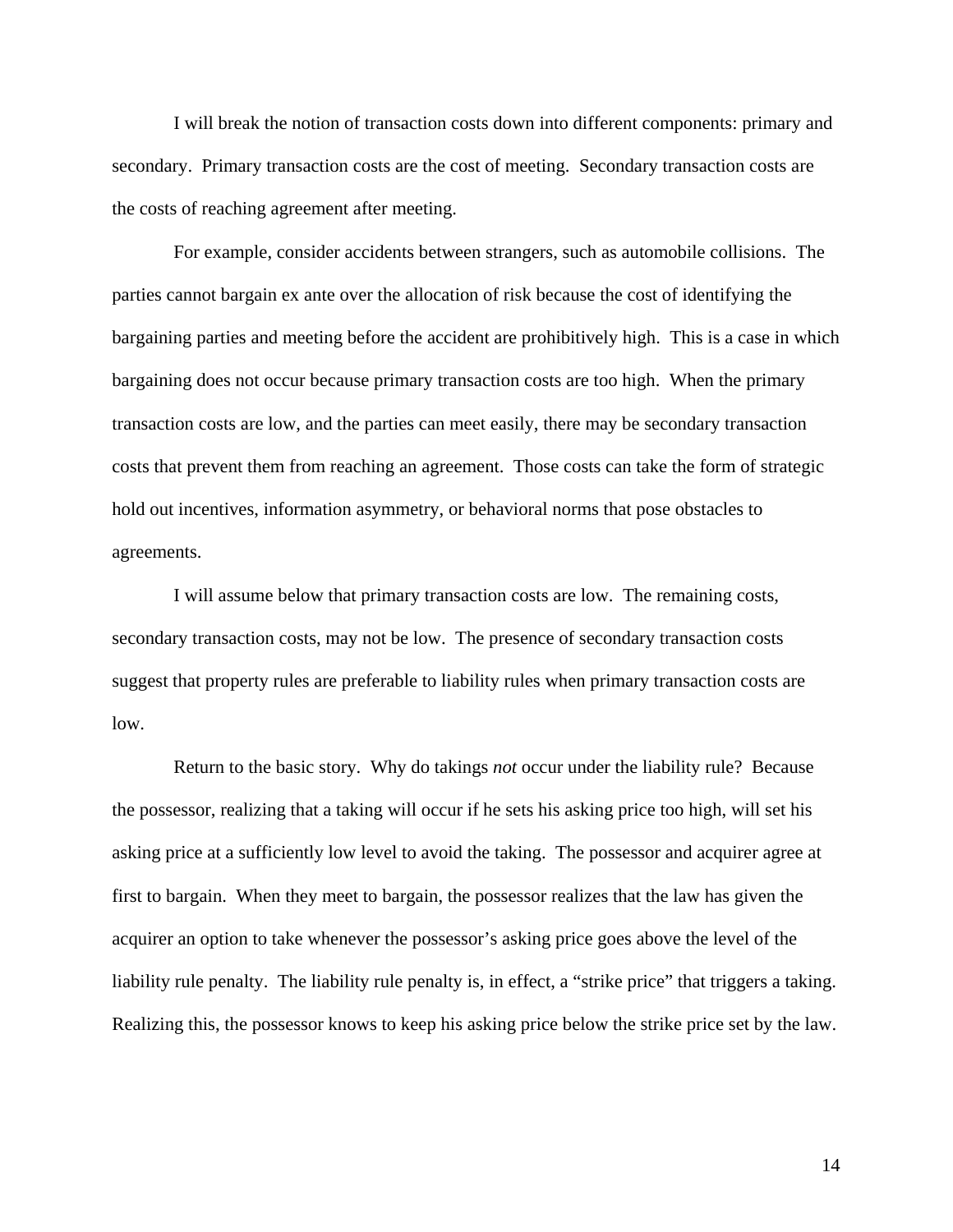I will break the notion of transaction costs down into different components: primary and secondary. Primary transaction costs are the cost of meeting. Secondary transaction costs are the costs of reaching agreement after meeting.

For example, consider accidents between strangers, such as automobile collisions. The parties cannot bargain ex ante over the allocation of risk because the cost of identifying the bargaining parties and meeting before the accident are prohibitively high. This is a case in which bargaining does not occur because primary transaction costs are too high. When the primary transaction costs are low, and the parties can meet easily, there may be secondary transaction costs that prevent them from reaching an agreement. Those costs can take the form of strategic hold out incentives, information asymmetry, or behavioral norms that pose obstacles to agreements.

I will assume below that primary transaction costs are low. The remaining costs, secondary transaction costs, may not be low. The presence of secondary transaction costs suggest that property rules are preferable to liability rules when primary transaction costs are low.

Return to the basic story. Why do takings *not* occur under the liability rule? Because the possessor, realizing that a taking will occur if he sets his asking price too high, will set his asking price at a sufficiently low level to avoid the taking. The possessor and acquirer agree at first to bargain. When they meet to bargain, the possessor realizes that the law has given the acquirer an option to take whenever the possessor's asking price goes above the level of the liability rule penalty. The liability rule penalty is, in effect, a "strike price" that triggers a taking. Realizing this, the possessor knows to keep his asking price below the strike price set by the law.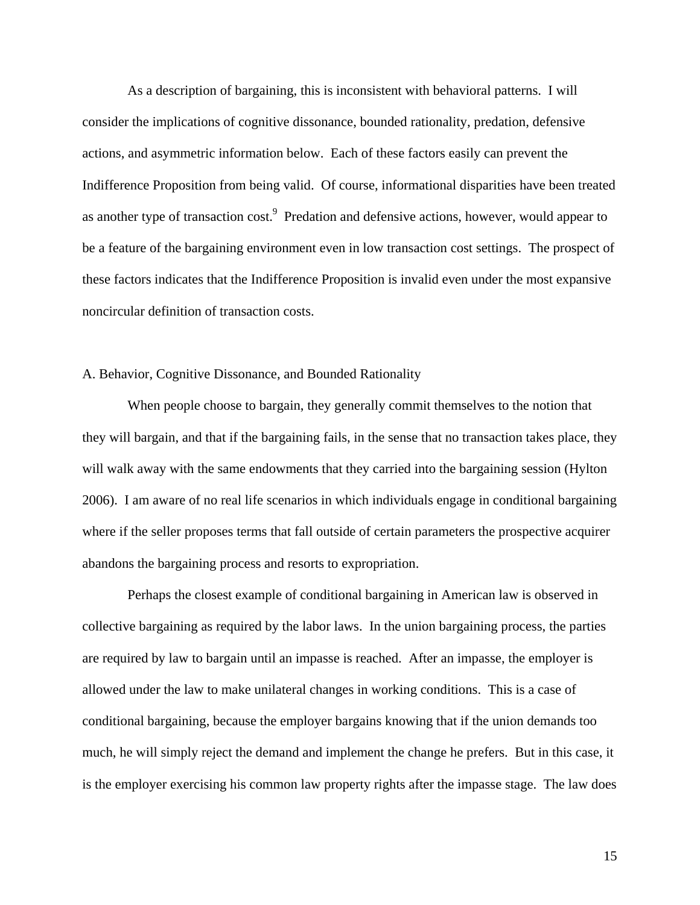As a description of bargaining, this is inconsistent with behavioral patterns. I will consider the implications of cognitive dissonance, bounded rationality, predation, defensive actions, and asymmetric information below. Each of these factors easily can prevent the Indifference Proposition from being valid. Of course, informational disparities have been treated as another type of transaction cost.[9] Predation and defensive actions, however, would appear to be a feature of the bargaining environment even in low transaction cost settings. The prospect of these factors indicates that the Indifference Proposition is invalid even under the most expansive noncircular definition of transaction costs.

### A. Behavior, Cognitive Dissonance, and Bounded Rationality

When people choose to bargain, they generally commit themselves to the notion that they will bargain, and that if the bargaining fails, in the sense that no transaction takes place, they will walk away with the same endowments that they carried into the bargaining session (Hylton 2006). I am aware of no real life scenarios in which individuals engage in conditional bargaining where if the seller proposes terms that fall outside of certain parameters the prospective acquirer abandons the bargaining process and resorts to expropriation.

Perhaps the closest example of conditional bargaining in American law is observed in collective bargaining as required by the labor laws. In the union bargaining process, the parties are required by law to bargain until an impasse is reached. After an impasse, the employer is allowed under the law to make unilateral changes in working conditions. This is a case of conditional bargaining, because the employer bargains knowing that if the union demands too much, he will simply reject the demand and implement the change he prefers. But in this case, it is the employer exercising his common law property rights after the impasse stage. The law does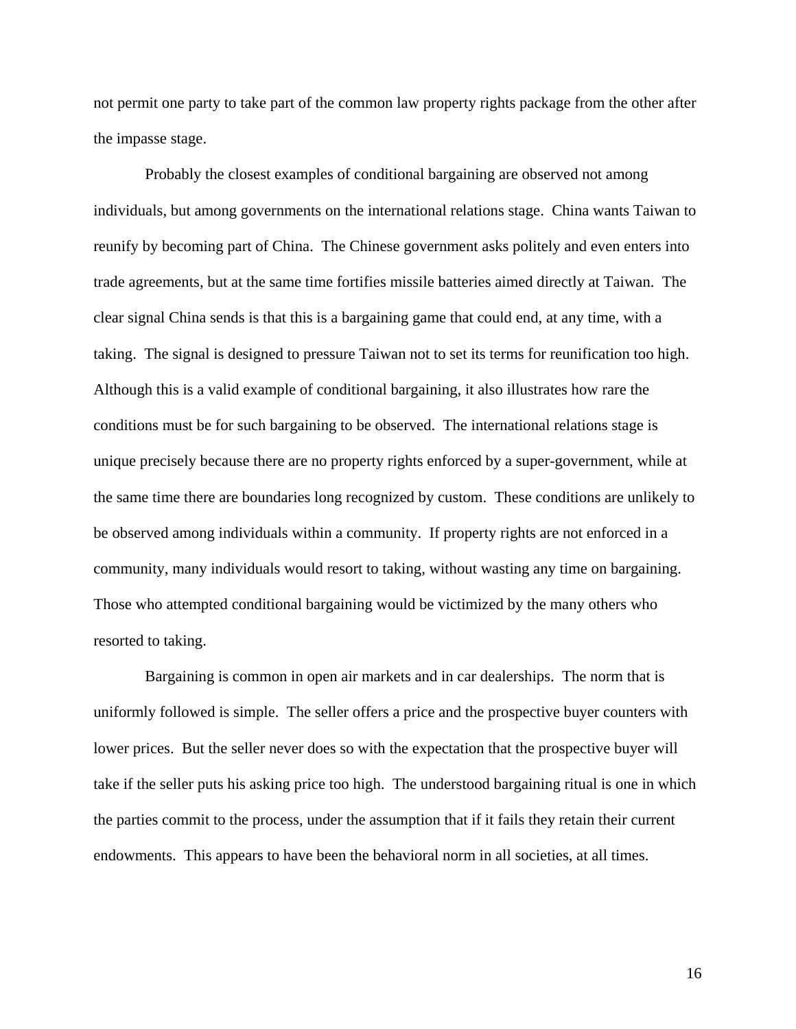not permit one party to take part of the common law property rights package from the other after the impasse stage.

Probably the closest examples of conditional bargaining are observed not among individuals, but among governments on the international relations stage. China wants Taiwan to reunify by becoming part of China. The Chinese government asks politely and even enters into trade agreements, but at the same time fortifies missile batteries aimed directly at Taiwan. The clear signal China sends is that this is a bargaining game that could end, at any time, with a taking. The signal is designed to pressure Taiwan not to set its terms for reunification too high. Although this is a valid example of conditional bargaining, it also illustrates how rare the conditions must be for such bargaining to be observed. The international relations stage is unique precisely because there are no property rights enforced by a super-government, while at the same time there are boundaries long recognized by custom. These conditions are unlikely to be observed among individuals within a community. If property rights are not enforced in a community, many individuals would resort to taking, without wasting any time on bargaining. Those who attempted conditional bargaining would be victimized by the many others who resorted to taking.

Bargaining is common in open air markets and in car dealerships. The norm that is uniformly followed is simple. The seller offers a price and the prospective buyer counters with lower prices. But the seller never does so with the expectation that the prospective buyer will take if the seller puts his asking price too high. The understood bargaining ritual is one in which the parties commit to the process, under the assumption that if it fails they retain their current endowments. This appears to have been the behavioral norm in all societies, at all times.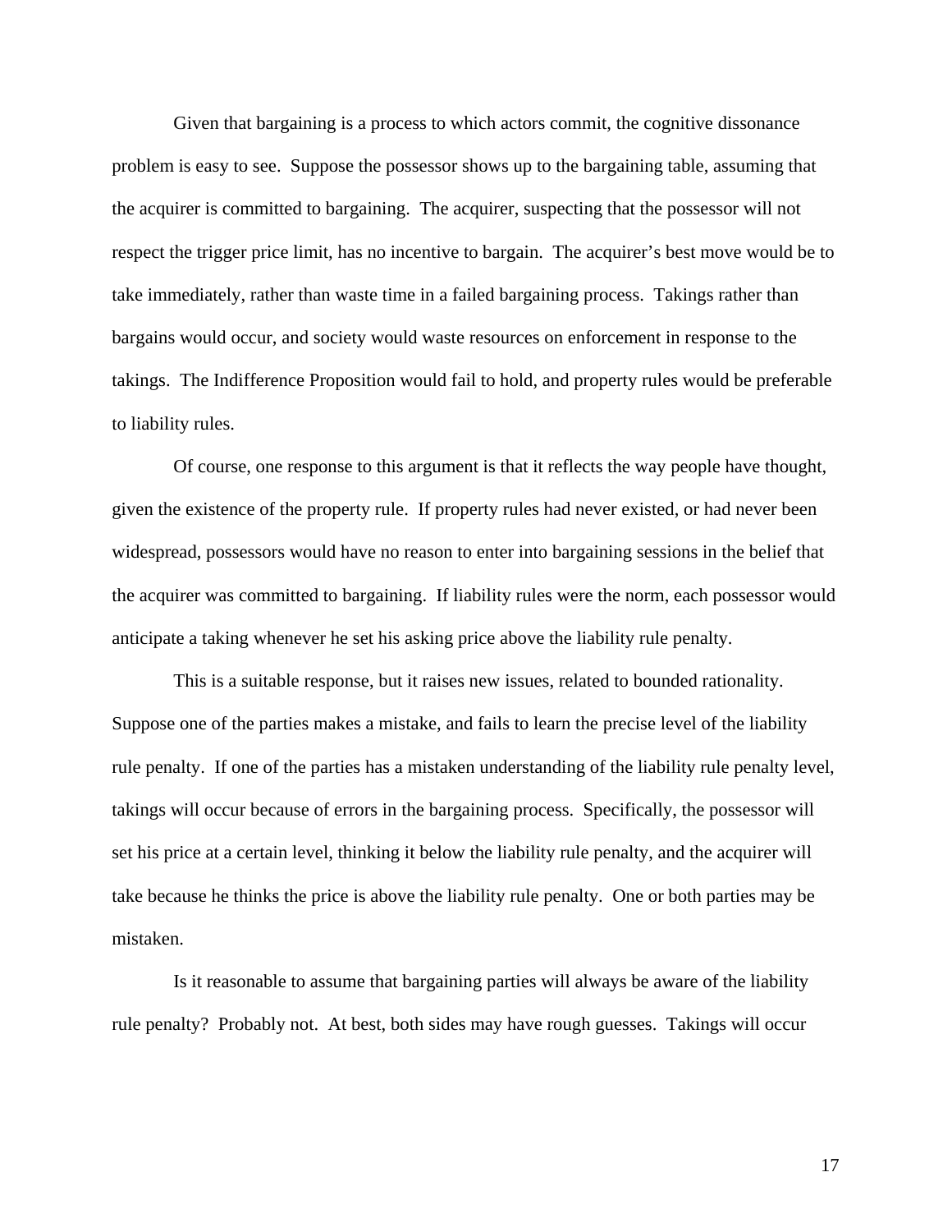Given that bargaining is a process to which actors commit, the cognitive dissonance problem is easy to see. Suppose the possessor shows up to the bargaining table, assuming that the acquirer is committed to bargaining. The acquirer, suspecting that the possessor will not respect the trigger price limit, has no incentive to bargain. The acquirer's best move would be to take immediately, rather than waste time in a failed bargaining process. Takings rather than bargains would occur, and society would waste resources on enforcement in response to the takings. The Indifference Proposition would fail to hold, and property rules would be preferable to liability rules.

Of course, one response to this argument is that it reflects the way people have thought, given the existence of the property rule. If property rules had never existed, or had never been widespread, possessors would have no reason to enter into bargaining sessions in the belief that the acquirer was committed to bargaining. If liability rules were the norm, each possessor would anticipate a taking whenever he set his asking price above the liability rule penalty.

This is a suitable response, but it raises new issues, related to bounded rationality. Suppose one of the parties makes a mistake, and fails to learn the precise level of the liability rule penalty. If one of the parties has a mistaken understanding of the liability rule penalty level, takings will occur because of errors in the bargaining process. Specifically, the possessor will set his price at a certain level, thinking it below the liability rule penalty, and the acquirer will take because he thinks the price is above the liability rule penalty. One or both parties may be mistaken.

Is it reasonable to assume that bargaining parties will always be aware of the liability rule penalty? Probably not. At best, both sides may have rough guesses. Takings will occur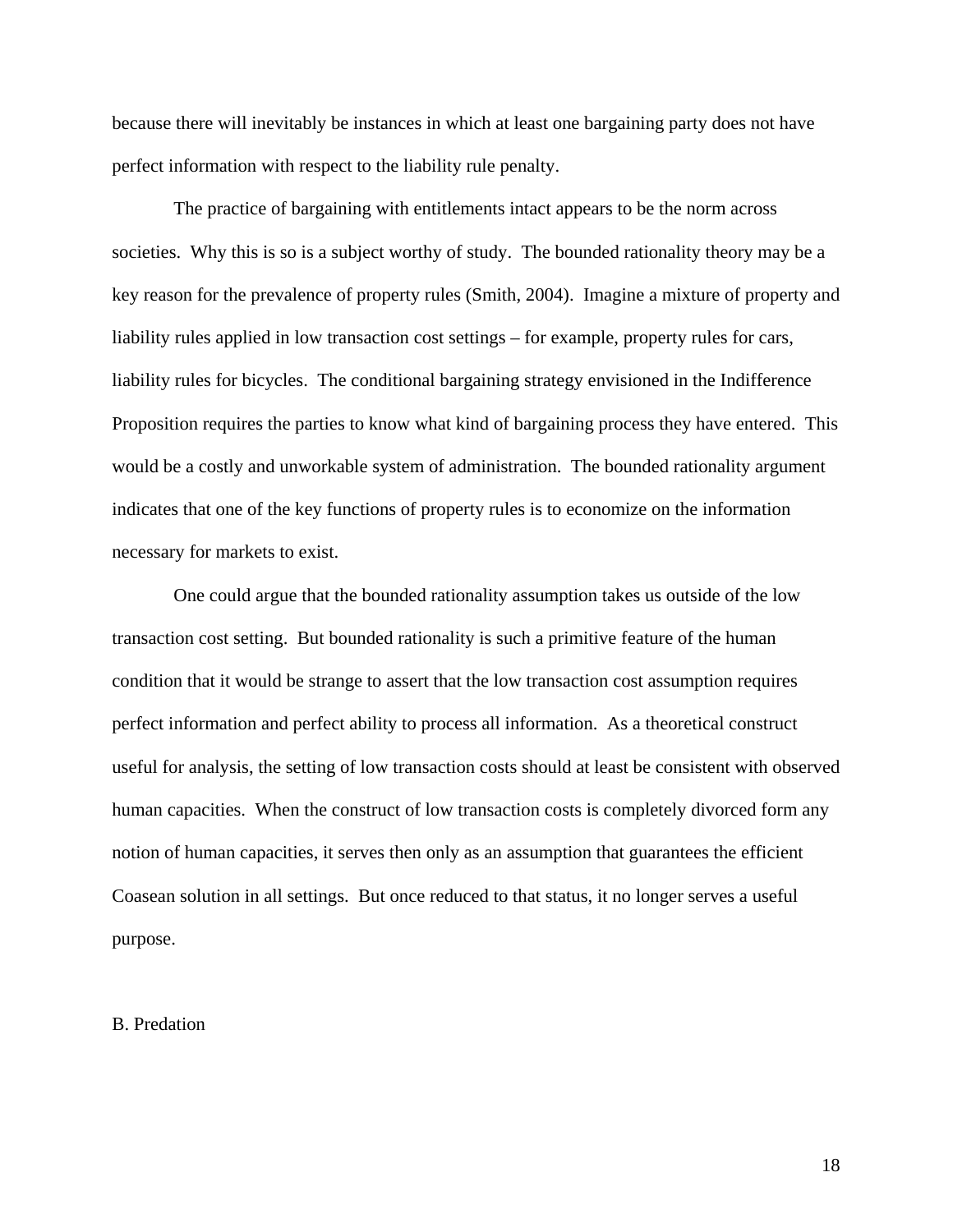because there will inevitably be instances in which at least one bargaining party does not have perfect information with respect to the liability rule penalty.

The practice of bargaining with entitlements intact appears to be the norm across societies. Why this is so is a subject worthy of study. The bounded rationality theory may be a key reason for the prevalence of property rules (Smith, 2004). Imagine a mixture of property and liability rules applied in low transaction cost settings – for example, property rules for cars, liability rules for bicycles. The conditional bargaining strategy envisioned in the Indifference Proposition requires the parties to know what kind of bargaining process they have entered. This would be a costly and unworkable system of administration. The bounded rationality argument indicates that one of the key functions of property rules is to economize on the information necessary for markets to exist.

One could argue that the bounded rationality assumption takes us outside of the low transaction cost setting. But bounded rationality is such a primitive feature of the human condition that it would be strange to assert that the low transaction cost assumption requires perfect information and perfect ability to process all information. As a theoretical construct useful for analysis, the setting of low transaction costs should at least be consistent with observed human capacities. When the construct of low transaction costs is completely divorced form any notion of human capacities, it serves then only as an assumption that guarantees the efficient Coasean solution in all settings. But once reduced to that status, it no longer serves a useful purpose.

B. Predation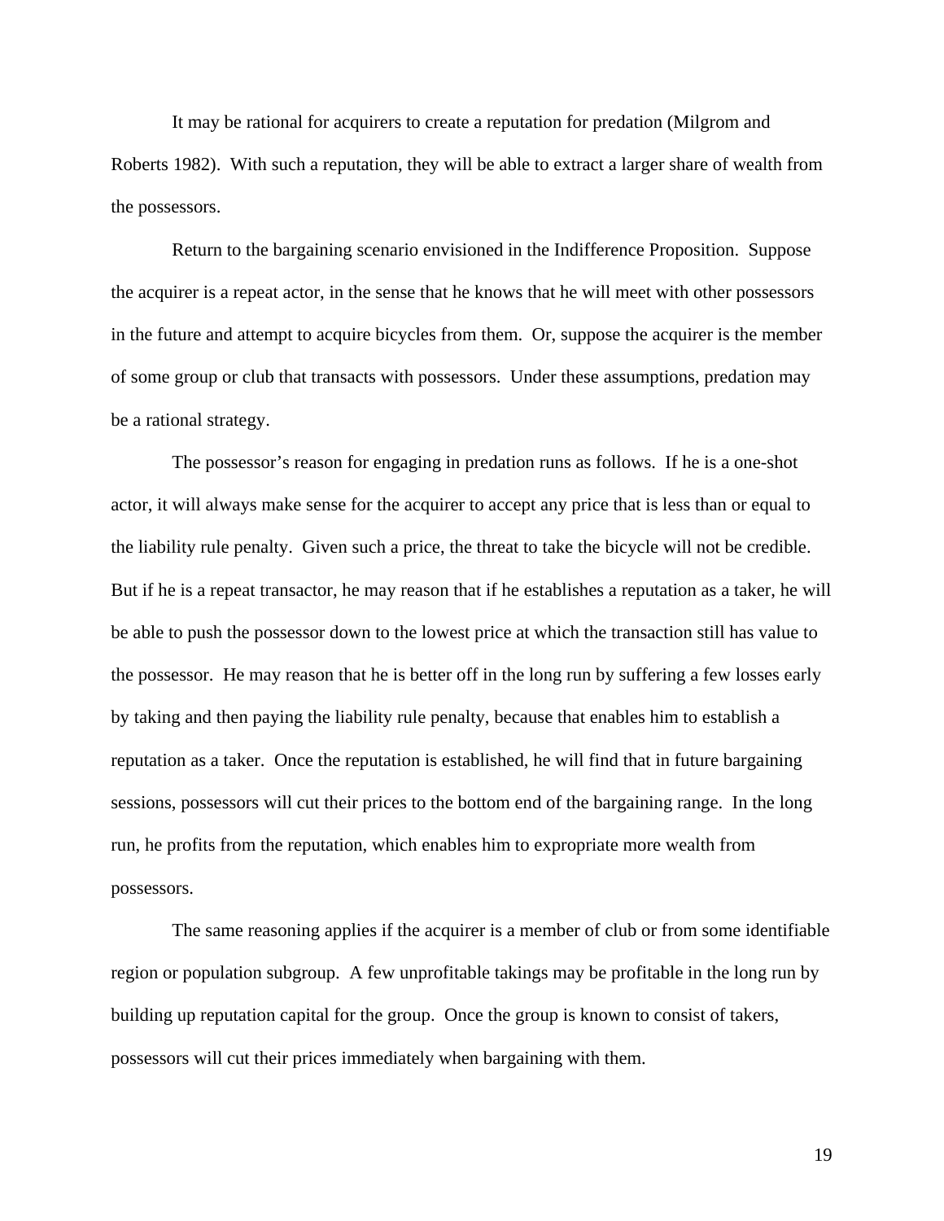It may be rational for acquirers to create a reputation for predation (Milgrom and Roberts 1982). With such a reputation, they will be able to extract a larger share of wealth from the possessors.

Return to the bargaining scenario envisioned in the Indifference Proposition. Suppose the acquirer is a repeat actor, in the sense that he knows that he will meet with other possessors in the future and attempt to acquire bicycles from them. Or, suppose the acquirer is the member of some group or club that transacts with possessors. Under these assumptions, predation may be a rational strategy.

The possessor's reason for engaging in predation runs as follows. If he is a one-shot actor, it will always make sense for the acquirer to accept any price that is less than or equal to the liability rule penalty. Given such a price, the threat to take the bicycle will not be credible. But if he is a repeat transactor, he may reason that if he establishes a reputation as a taker, he will be able to push the possessor down to the lowest price at which the transaction still has value to the possessor. He may reason that he is better off in the long run by suffering a few losses early by taking and then paying the liability rule penalty, because that enables him to establish a reputation as a taker. Once the reputation is established, he will find that in future bargaining sessions, possessors will cut their prices to the bottom end of the bargaining range. In the long run, he profits from the reputation, which enables him to expropriate more wealth from possessors.

The same reasoning applies if the acquirer is a member of club or from some identifiable region or population subgroup. A few unprofitable takings may be profitable in the long run by building up reputation capital for the group. Once the group is known to consist of takers, possessors will cut their prices immediately when bargaining with them.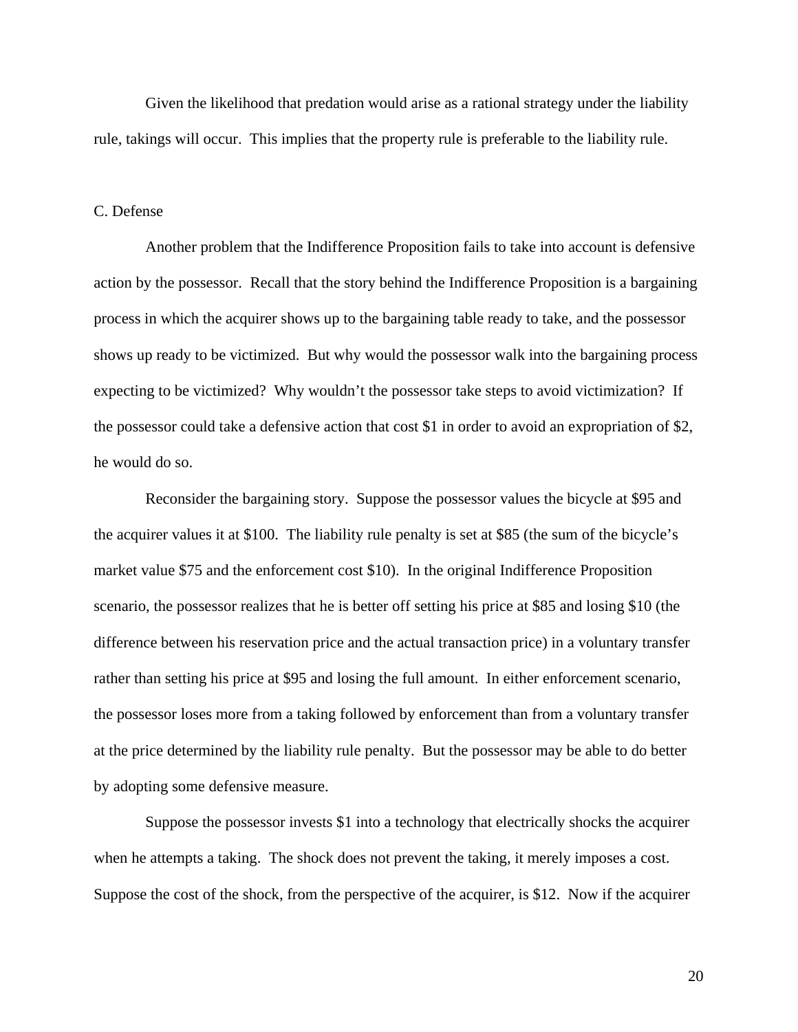Given the likelihood that predation would arise as a rational strategy under the liability rule, takings will occur. This implies that the property rule is preferable to the liability rule.

## C. Defense

Another problem that the Indifference Proposition fails to take into account is defensive action by the possessor. Recall that the story behind the Indifference Proposition is a bargaining process in which the acquirer shows up to the bargaining table ready to take, and the possessor shows up ready to be victimized. But why would the possessor walk into the bargaining process expecting to be victimized? Why wouldn't the possessor take steps to avoid victimization? If the possessor could take a defensive action that cost $1 in order to avoid an expropriation of $2, he would do so.

Reconsider the bargaining story. Suppose the possessor values the bicycle at $95 and the acquirer values it at $100. The liability rule penalty is set at $85 (the sum of the bicycle's market value $75 and the enforcement cost $10). In the original Indifference Proposition scenario, the possessor realizes that he is better off setting his price at $85 and losing $10 (the difference between his reservation price and the actual transaction price) in a voluntary transfer rather than setting his price at $95 and losing the full amount. In either enforcement scenario, the possessor loses more from a taking followed by enforcement than from a voluntary transfer at the price determined by the liability rule penalty. But the possessor may be able to do better by adopting some defensive measure.

Suppose the possessor invests $1 into a technology that electrically shocks the acquirer when he attempts a taking. The shock does not prevent the taking, it merely imposes a cost. Suppose the cost of the shock, from the perspective of the acquirer, is $12. Now if the acquirer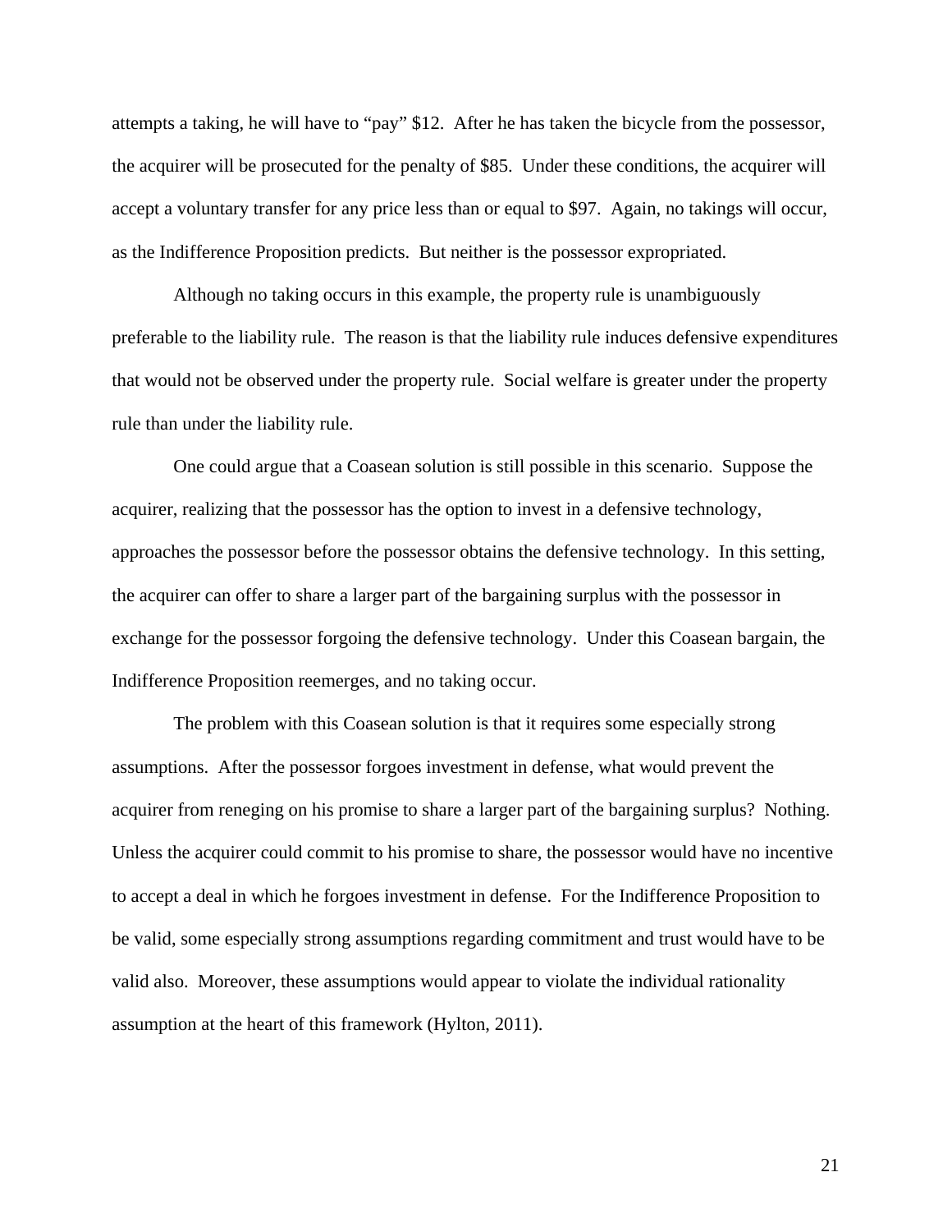attempts a taking, he will have to "pay" $12. After he has taken the bicycle from the possessor, the acquirer will be prosecuted for the penalty of $85. Under these conditions, the acquirer will accept a voluntary transfer for any price less than or equal to $97. Again, no takings will occur, as the Indifference Proposition predicts. But neither is the possessor expropriated.

Although no taking occurs in this example, the property rule is unambiguously preferable to the liability rule. The reason is that the liability rule induces defensive expenditures that would not be observed under the property rule. Social welfare is greater under the property rule than under the liability rule.

One could argue that a Coasean solution is still possible in this scenario. Suppose the acquirer, realizing that the possessor has the option to invest in a defensive technology, approaches the possessor before the possessor obtains the defensive technology. In this setting, the acquirer can offer to share a larger part of the bargaining surplus with the possessor in exchange for the possessor forgoing the defensive technology. Under this Coasean bargain, the Indifference Proposition reemerges, and no taking occur.

The problem with this Coasean solution is that it requires some especially strong assumptions. After the possessor forgoes investment in defense, what would prevent the acquirer from reneging on his promise to share a larger part of the bargaining surplus? Nothing. Unless the acquirer could commit to his promise to share, the possessor would have no incentive to accept a deal in which he forgoes investment in defense. For the Indifference Proposition to be valid, some especially strong assumptions regarding commitment and trust would have to be valid also. Moreover, these assumptions would appear to violate the individual rationality assumption at the heart of this framework (Hylton, 2011).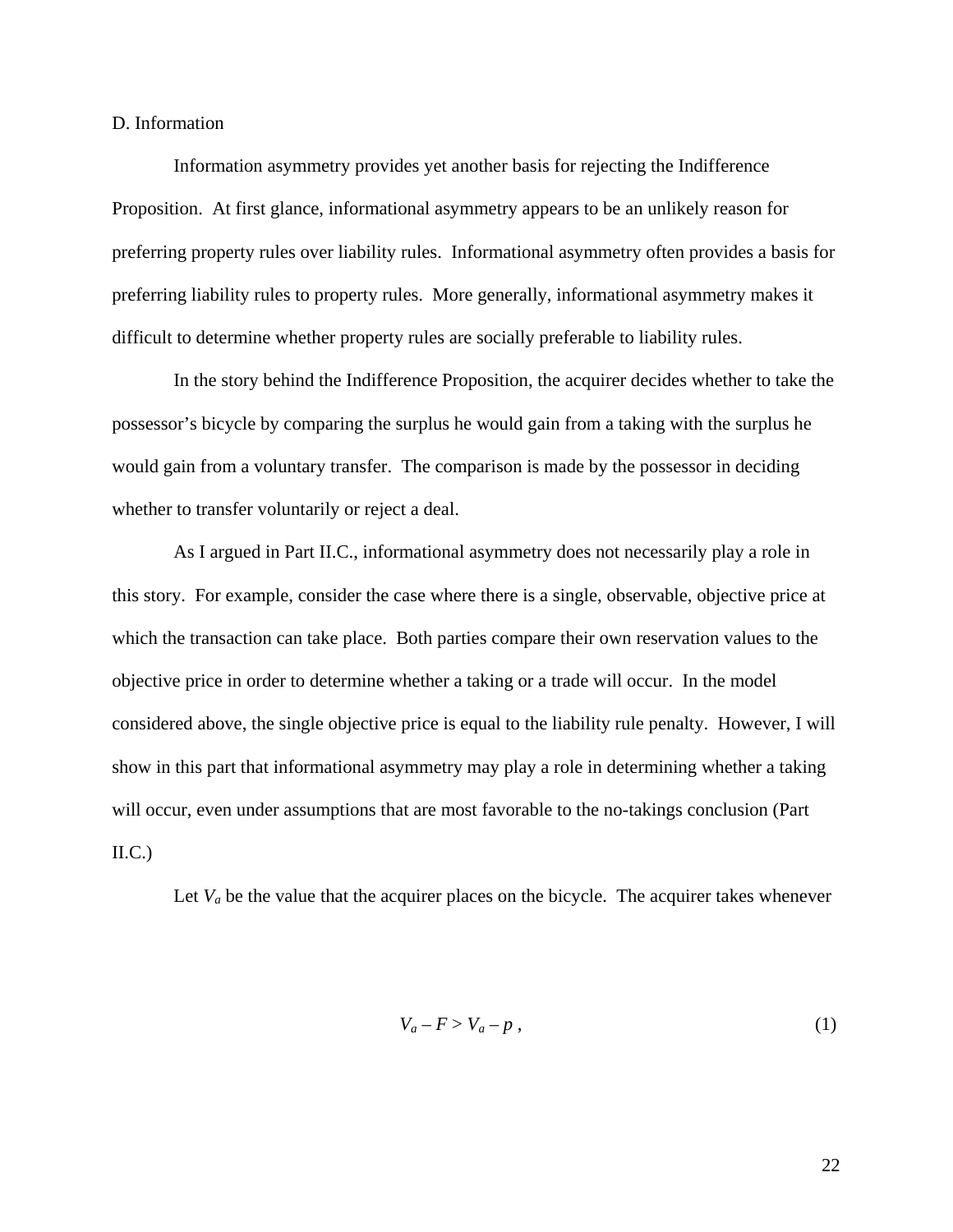### D. Information

Information asymmetry provides yet another basis for rejecting the Indifference Proposition. At first glance, informational asymmetry appears to be an unlikely reason for preferring property rules over liability rules. Informational asymmetry often provides a basis for preferring liability rules to property rules. More generally, informational asymmetry makes it difficult to determine whether property rules are socially preferable to liability rules.

In the story behind the Indifference Proposition, the acquirer decides whether to take the possessor's bicycle by comparing the surplus he would gain from a taking with the surplus he would gain from a voluntary transfer. The comparison is made by the possessor in deciding whether to transfer voluntarily or reject a deal.

As I argued in Part II.C., informational asymmetry does not necessarily play a role in this story. For example, consider the case where there is a single, observable, objective price at which the transaction can take place. Both parties compare their own reservation values to the objective price in order to determine whether a taking or a trade will occur. In the model considered above, the single objective price is equal to the liability rule penalty. However, I will show in this part that informational asymmetry may play a role in determining whether a taking will occur, even under assumptions that are most favorable to the no-takings conclusion (Part II.C.)

Let $V_a$ be the value that the acquirer places on the bicycle. The acquirer takes whenever

$$V_a - F > V_a - p \,, \tag{1}$$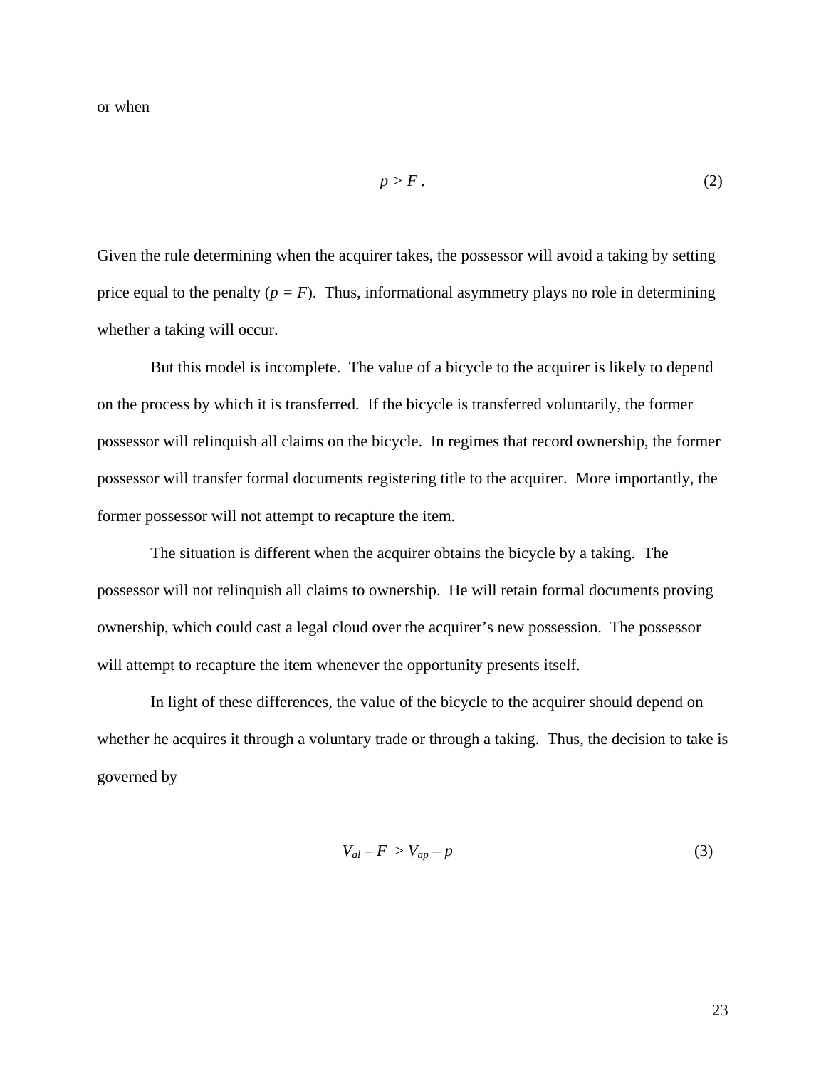or when

$$p > F \,. \tag{2}$$

Given the rule determining when the acquirer takes, the possessor will avoid a taking by setting price equal to the penalty ($p = F$). Thus, informational asymmetry plays no role in determining whether a taking will occur.

But this model is incomplete. The value of a bicycle to the acquirer is likely to depend on the process by which it is transferred. If the bicycle is transferred voluntarily, the former possessor will relinquish all claims on the bicycle. In regimes that record ownership, the former possessor will transfer formal documents registering title to the acquirer. More importantly, the former possessor will not attempt to recapture the item.

The situation is different when the acquirer obtains the bicycle by a taking. The possessor will not relinquish all claims to ownership. He will retain formal documents proving ownership, which could cast a legal cloud over the acquirer's new possession. The possessor will attempt to recapture the item whenever the opportunity presents itself.

In light of these differences, the value of the bicycle to the acquirer should depend on whether he acquires it through a voluntary trade or through a taking. Thus, the decision to take is governed by

$$V_{al} - F > V_{ap} - p \tag{3}$$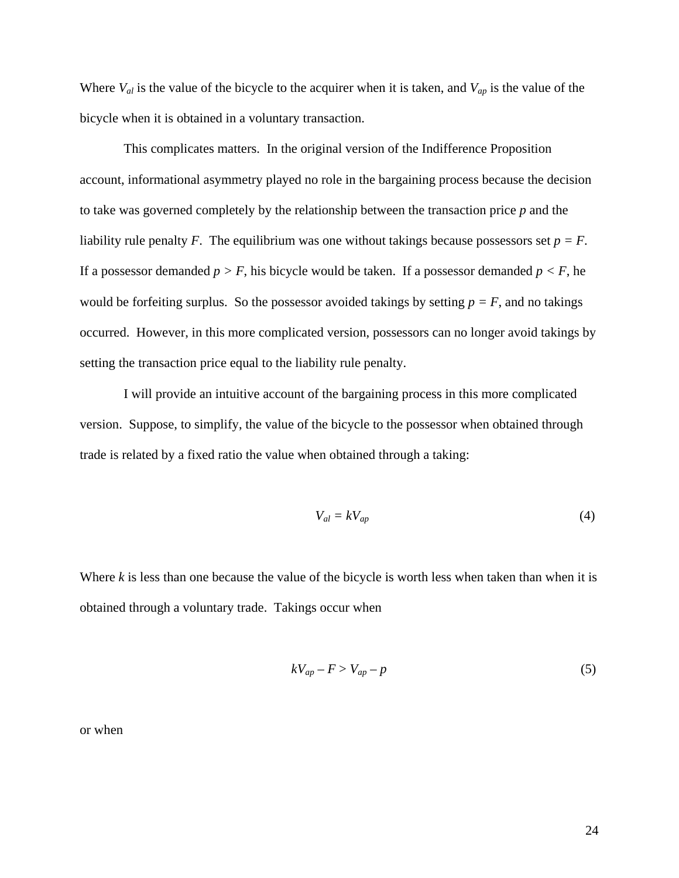Where $V_{al}$ is the value of the bicycle to the acquirer when it is taken, and $V_{ap}$ is the value of the bicycle when it is obtained in a voluntary transaction.

This complicates matters. In the original version of the Indifference Proposition account, informational asymmetry played no role in the bargaining process because the decision to take was governed completely by the relationship between the transaction price $p$ and the liability rule penalty $F$. The equilibrium was one without takings because possessors set $p = F$. If a possessor demanded $p > F$, his bicycle would be taken. If a possessor demanded $p < F$, he would be forfeiting surplus. So the possessor avoided takings by setting $p = F$, and no takings occurred. However, in this more complicated version, possessors can no longer avoid takings by setting the transaction price equal to the liability rule penalty.

I will provide an intuitive account of the bargaining process in this more complicated version. Suppose, to simplify, the value of the bicycle to the possessor when obtained through trade is related by a fixed ratio the value when obtained through a taking:

$$V_{al} = kV_{ap} \tag{4}$$

Where $k$ is less than one because the value of the bicycle is worth less when taken than when it is obtained through a voluntary trade. Takings occur when

$$kV_{ap} – F > V_{ap} – p \tag{5}$$

or when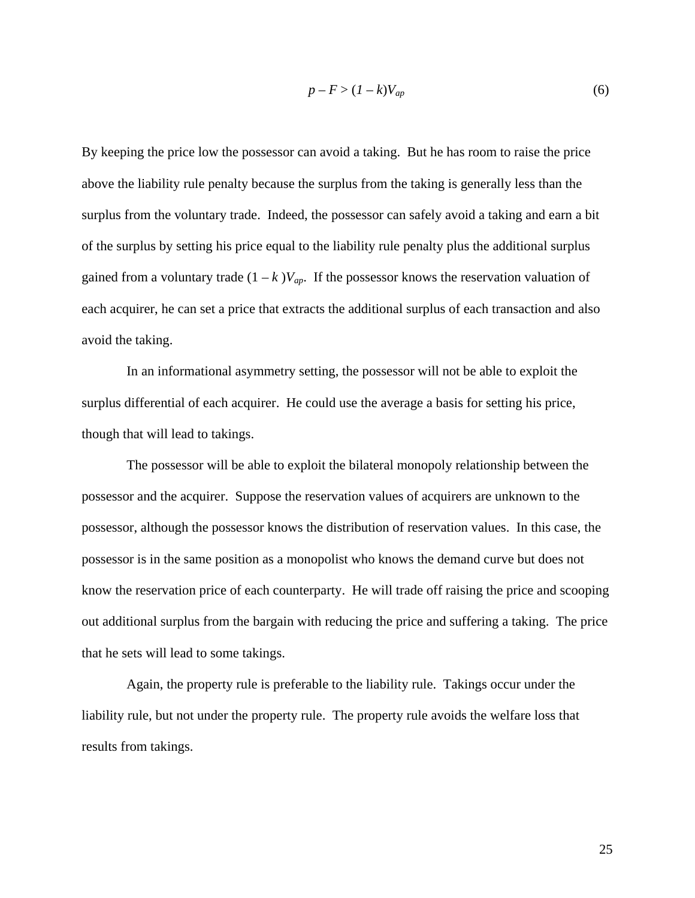$$p - F > (1 - k)V_{ap} \tag{6}$$

By keeping the price low the possessor can avoid a taking. But he has room to raise the price above the liability rule penalty because the surplus from the taking is generally less than the surplus from the voluntary trade. Indeed, the possessor can safely avoid a taking and earn a bit of the surplus by setting his price equal to the liability rule penalty plus the additional surplus gained from a voluntary trade $(1 - k)V_{ap}$. If the possessor knows the reservation valuation of each acquirer, he can set a price that extracts the additional surplus of each transaction and also avoid the taking.

In an informational asymmetry setting, the possessor will not be able to exploit the surplus differential of each acquirer. He could use the average a basis for setting his price, though that will lead to takings.

The possessor will be able to exploit the bilateral monopoly relationship between the possessor and the acquirer. Suppose the reservation values of acquirers are unknown to the possessor, although the possessor knows the distribution of reservation values. In this case, the possessor is in the same position as a monopolist who knows the demand curve but does not know the reservation price of each counterparty. He will trade off raising the price and scooping out additional surplus from the bargain with reducing the price and suffering a taking. The price that he sets will lead to some takings.

Again, the property rule is preferable to the liability rule. Takings occur under the liability rule, but not under the property rule. The property rule avoids the welfare loss that results from takings.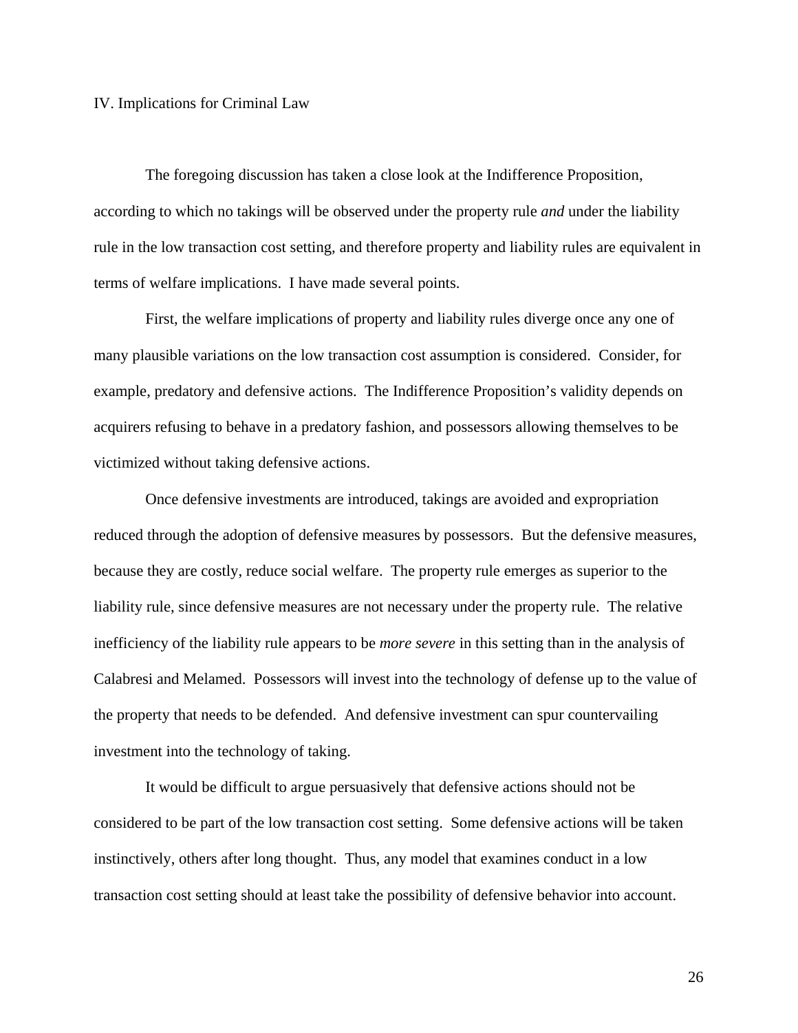## IV. Implications for Criminal Law

The foregoing discussion has taken a close look at the Indifference Proposition, according to which no takings will be observed under the property rule *and* under the liability rule in the low transaction cost setting, and therefore property and liability rules are equivalent in terms of welfare implications. I have made several points.

First, the welfare implications of property and liability rules diverge once any one of many plausible variations on the low transaction cost assumption is considered. Consider, for example, predatory and defensive actions. The Indifference Proposition's validity depends on acquirers refusing to behave in a predatory fashion, and possessors allowing themselves to be victimized without taking defensive actions.

Once defensive investments are introduced, takings are avoided and expropriation reduced through the adoption of defensive measures by possessors. But the defensive measures, because they are costly, reduce social welfare. The property rule emerges as superior to the liability rule, since defensive measures are not necessary under the property rule. The relative inefficiency of the liability rule appears to be *more severe* in this setting than in the analysis of Calabresi and Melamed. Possessors will invest into the technology of defense up to the value of the property that needs to be defended. And defensive investment can spur countervailing investment into the technology of taking.

It would be difficult to argue persuasively that defensive actions should not be considered to be part of the low transaction cost setting. Some defensive actions will be taken instinctively, others after long thought. Thus, any model that examines conduct in a low transaction cost setting should at least take the possibility of defensive behavior into account.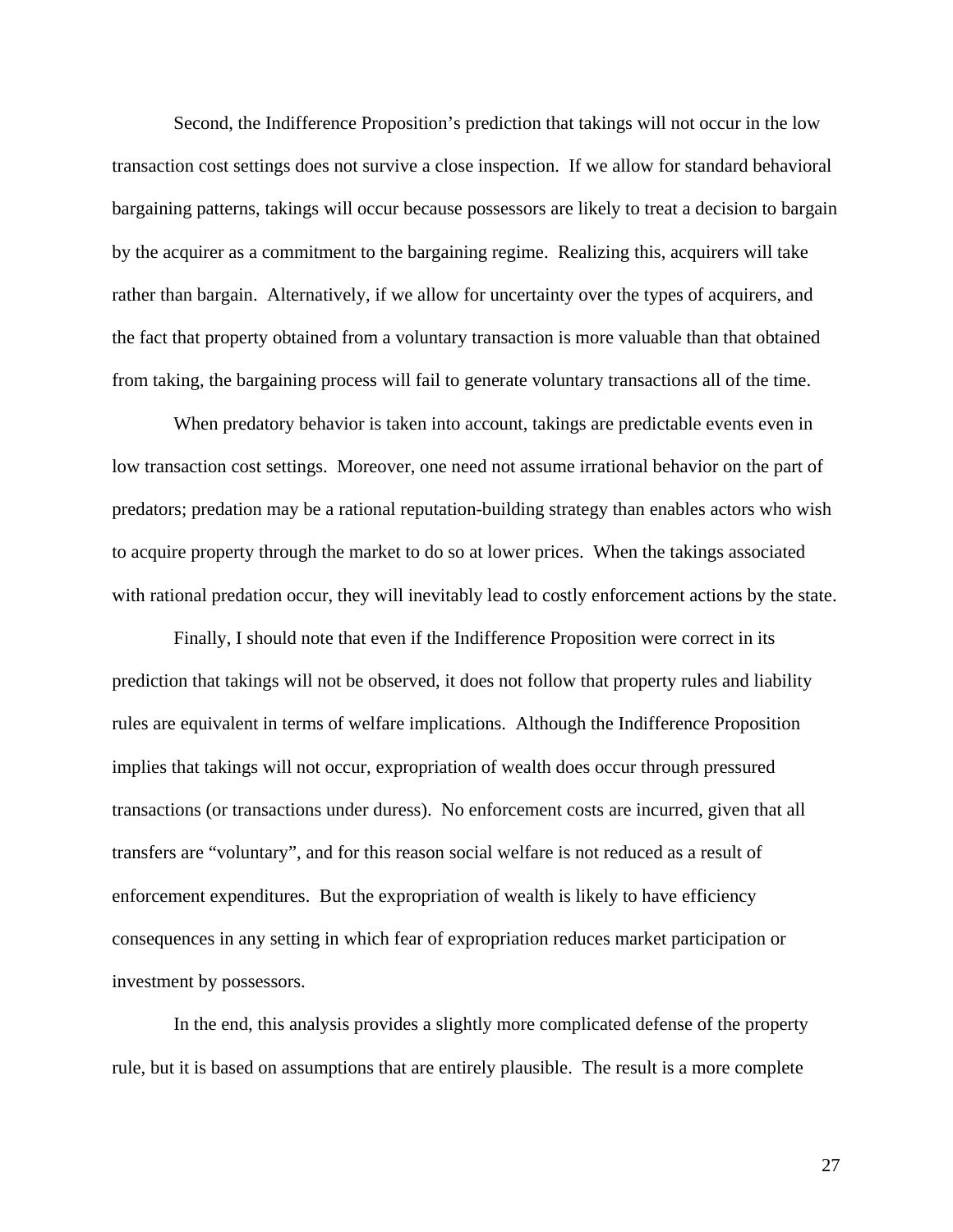Second, the Indifference Proposition's prediction that takings will not occur in the low transaction cost settings does not survive a close inspection. If we allow for standard behavioral bargaining patterns, takings will occur because possessors are likely to treat a decision to bargain by the acquirer as a commitment to the bargaining regime. Realizing this, acquirers will take rather than bargain. Alternatively, if we allow for uncertainty over the types of acquirers, and the fact that property obtained from a voluntary transaction is more valuable than that obtained from taking, the bargaining process will fail to generate voluntary transactions all of the time.

When predatory behavior is taken into account, takings are predictable events even in low transaction cost settings. Moreover, one need not assume irrational behavior on the part of predators; predation may be a rational reputation-building strategy than enables actors who wish to acquire property through the market to do so at lower prices. When the takings associated with rational predation occur, they will inevitably lead to costly enforcement actions by the state.

Finally, I should note that even if the Indifference Proposition were correct in its prediction that takings will not be observed, it does not follow that property rules and liability rules are equivalent in terms of welfare implications. Although the Indifference Proposition implies that takings will not occur, expropriation of wealth does occur through pressured transactions (or transactions under duress). No enforcement costs are incurred, given that all transfers are "voluntary", and for this reason social welfare is not reduced as a result of enforcement expenditures. But the expropriation of wealth is likely to have efficiency consequences in any setting in which fear of expropriation reduces market participation or investment by possessors.

In the end, this analysis provides a slightly more complicated defense of the property rule, but it is based on assumptions that are entirely plausible. The result is a more complete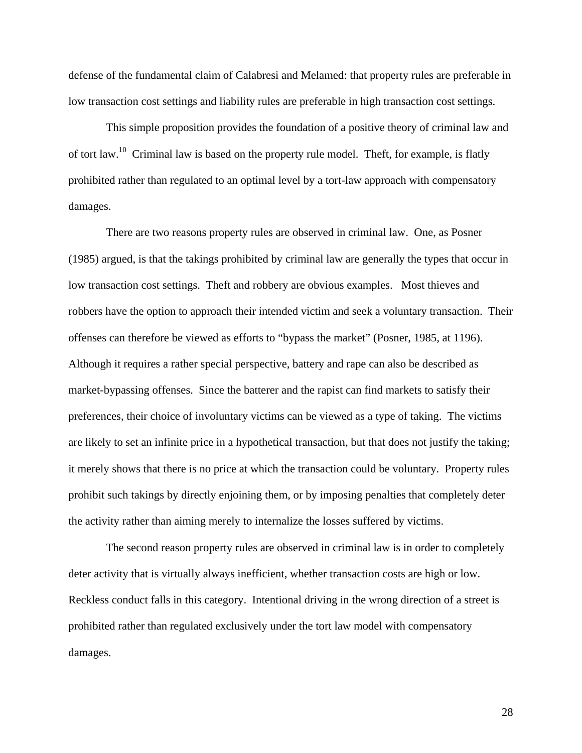defense of the fundamental claim of Calabresi and Melamed: that property rules are preferable in low transaction cost settings and liability rules are preferable in high transaction cost settings.

This simple proposition provides the foundation of a positive theory of criminal law and of tort law.[10] Criminal law is based on the property rule model. Theft, for example, is flatly prohibited rather than regulated to an optimal level by a tort-law approach with compensatory damages.

There are two reasons property rules are observed in criminal law. One, as Posner (1985) argued, is that the takings prohibited by criminal law are generally the types that occur in low transaction cost settings. Theft and robbery are obvious examples. Most thieves and robbers have the option to approach their intended victim and seek a voluntary transaction. Their offenses can therefore be viewed as efforts to "bypass the market" (Posner, 1985, at 1196). Although it requires a rather special perspective, battery and rape can also be described as market-bypassing offenses. Since the batterer and the rapist can find markets to satisfy their preferences, their choice of involuntary victims can be viewed as a type of taking. The victims are likely to set an infinite price in a hypothetical transaction, but that does not justify the taking; it merely shows that there is no price at which the transaction could be voluntary. Property rules prohibit such takings by directly enjoining them, or by imposing penalties that completely deter the activity rather than aiming merely to internalize the losses suffered by victims.

The second reason property rules are observed in criminal law is in order to completely deter activity that is virtually always inefficient, whether transaction costs are high or low. Reckless conduct falls in this category. Intentional driving in the wrong direction of a street is prohibited rather than regulated exclusively under the tort law model with compensatory damages.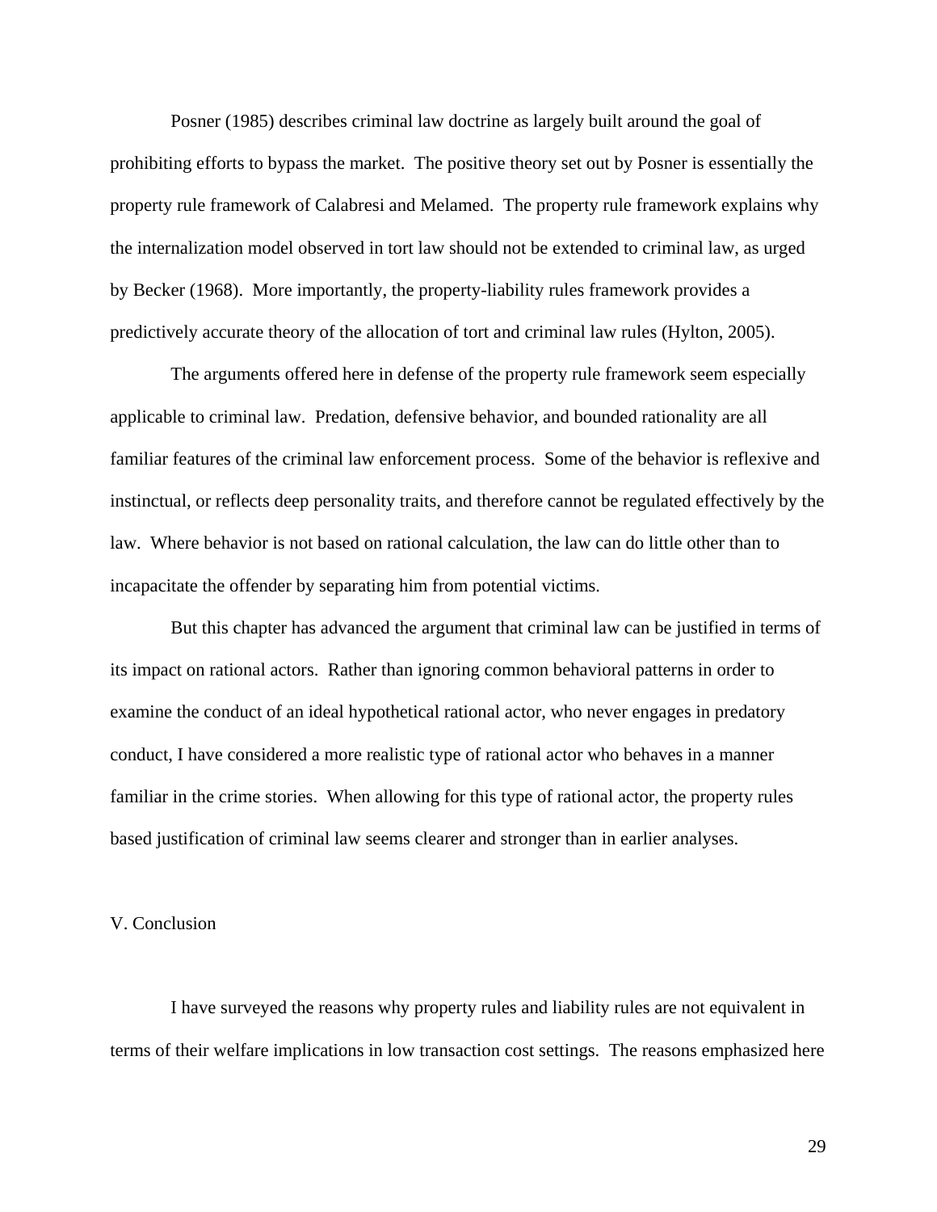Posner (1985) describes criminal law doctrine as largely built around the goal of prohibiting efforts to bypass the market. The positive theory set out by Posner is essentially the property rule framework of Calabresi and Melamed. The property rule framework explains why the internalization model observed in tort law should not be extended to criminal law, as urged by Becker (1968). More importantly, the property-liability rules framework provides a predictively accurate theory of the allocation of tort and criminal law rules (Hylton, 2005).

The arguments offered here in defense of the property rule framework seem especially applicable to criminal law. Predation, defensive behavior, and bounded rationality are all familiar features of the criminal law enforcement process. Some of the behavior is reflexive and instinctual, or reflects deep personality traits, and therefore cannot be regulated effectively by the law. Where behavior is not based on rational calculation, the law can do little other than to incapacitate the offender by separating him from potential victims.

But this chapter has advanced the argument that criminal law can be justified in terms of its impact on rational actors. Rather than ignoring common behavioral patterns in order to examine the conduct of an ideal hypothetical rational actor, who never engages in predatory conduct, I have considered a more realistic type of rational actor who behaves in a manner familiar in the crime stories. When allowing for this type of rational actor, the property rules based justification of criminal law seems clearer and stronger than in earlier analyses.

## V. Conclusion

I have surveyed the reasons why property rules and liability rules are not equivalent in terms of their welfare implications in low transaction cost settings. The reasons emphasized here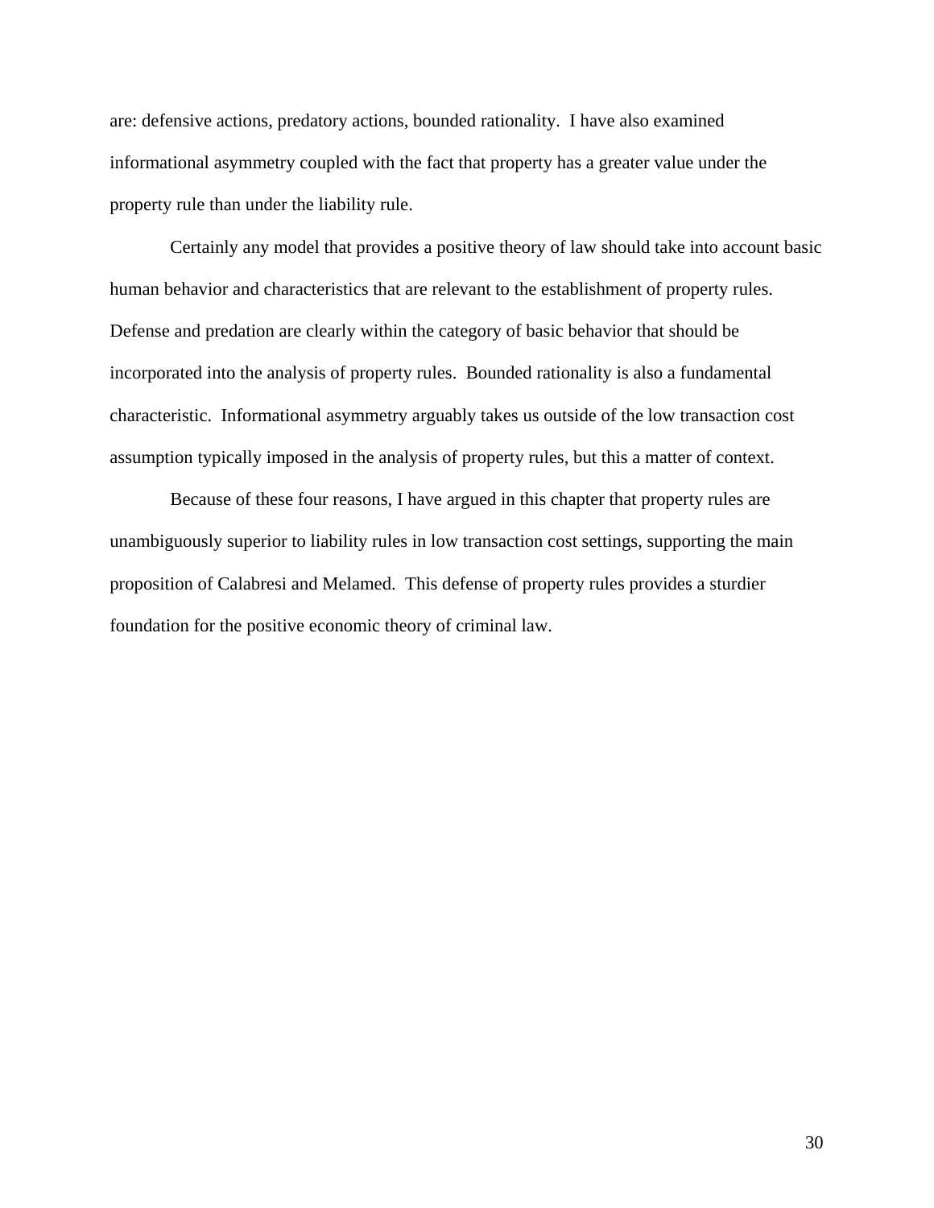are: defensive actions, predatory actions, bounded rationality. I have also examined informational asymmetry coupled with the fact that property has a greater value under the property rule than under the liability rule.

Certainly any model that provides a positive theory of law should take into account basic human behavior and characteristics that are relevant to the establishment of property rules. Defense and predation are clearly within the category of basic behavior that should be incorporated into the analysis of property rules. Bounded rationality is also a fundamental characteristic. Informational asymmetry arguably takes us outside of the low transaction cost assumption typically imposed in the analysis of property rules, but this a matter of context.

Because of these four reasons, I have argued in this chapter that property rules are unambiguously superior to liability rules in low transaction cost settings, supporting the main proposition of Calabresi and Melamed. This defense of property rules provides a sturdier foundation for the positive economic theory of criminal law.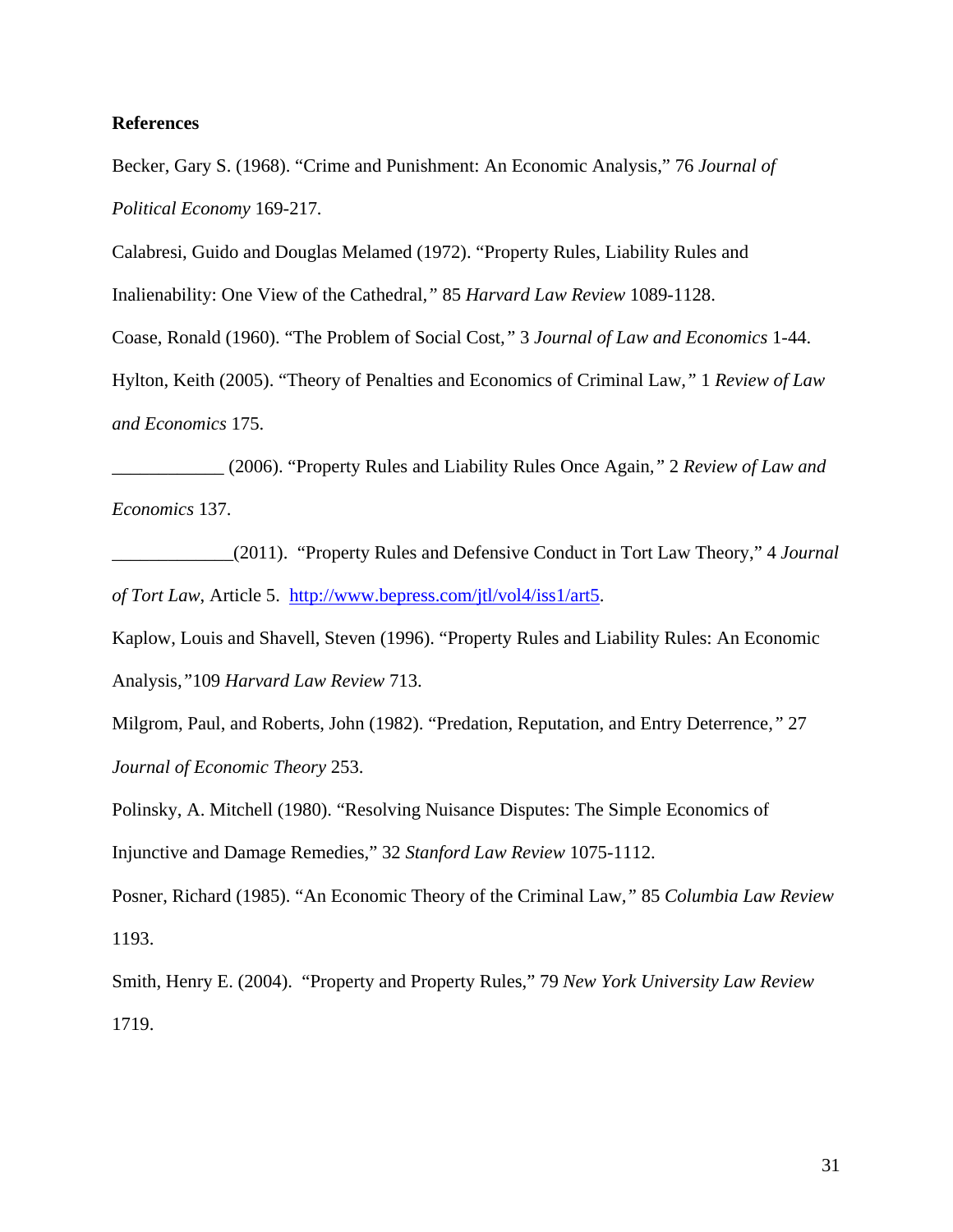**References**

Becker, Gary S. (1968). "Crime and Punishment: An Economic Analysis," 76 *Journal of Political Economy* 169-217.

Calabresi, Guido and Douglas Melamed (1972). "Property Rules, Liability Rules and Inalienability: One View of the Cathedral," 85 *Harvard Law Review* 1089-1128.

Coase, Ronald (1960). "The Problem of Social Cost," 3 *Journal of Law and Economics* 1-44.

Hylton, Keith (2005). "Theory of Penalties and Economics of Criminal Law," 1 *Review of Law and Economics* 175.

____________ (2006). "Property Rules and Liability Rules Once Again," 2 *Review of Law and Economics* 137.

_____________(2011). "Property Rules and Defensive Conduct in Tort Law Theory," 4 *Journal of Tort Law*, Article 5. http://www.bepress.com/jtl/vol4/iss1/art5.

Kaplow, Louis and Shavell, Steven (1996). "Property Rules and Liability Rules: An Economic Analysis,"109 *Harvard Law Review* 713.

Milgrom, Paul, and Roberts, John (1982). "Predation, Reputation, and Entry Deterrence," 27 *Journal of Economic Theory* 253.

Polinsky, A. Mitchell (1980). "Resolving Nuisance Disputes: The Simple Economics of Injunctive and Damage Remedies," 32 *Stanford Law Review* 1075-1112.

Posner, Richard (1985). "An Economic Theory of the Criminal Law," 85 *Columbia Law Review* 1193.

Smith, Henry E. (2004). "Property and Property Rules," 79 *New York University Law Review* 1719.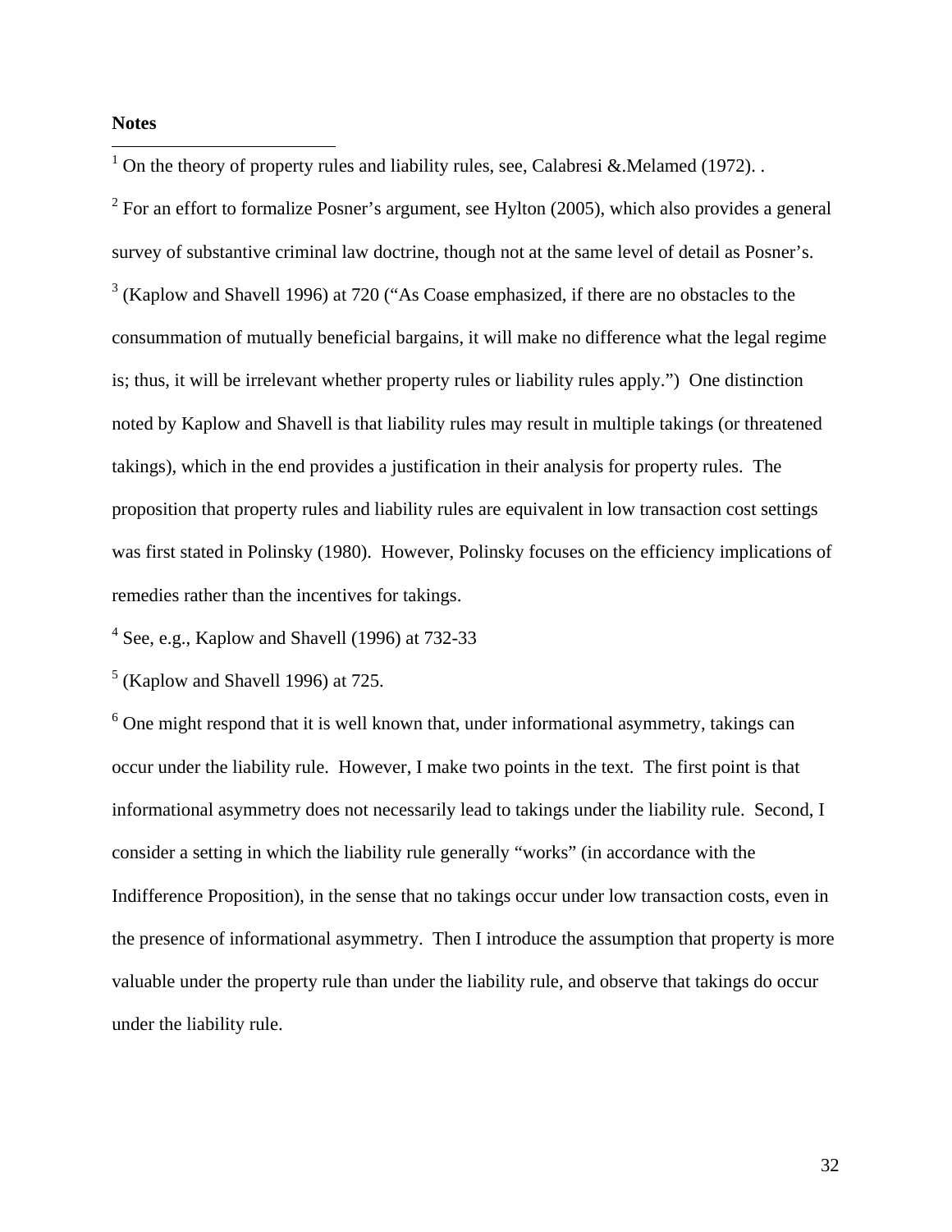**Notes**

[1] On the theory of property rules and liability rules, see, Calabresi &.Melamed (1972). .

[2] For an effort to formalize Posner's argument, see Hylton (2005), which also provides a general survey of substantive criminal law doctrine, though not at the same level of detail as Posner's.

[3] (Kaplow and Shavell 1996) at 720 ("As Coase emphasized, if there are no obstacles to the consummation of mutually beneficial bargains, it will make no difference what the legal regime is; thus, it will be irrelevant whether property rules or liability rules apply.") One distinction noted by Kaplow and Shavell is that liability rules may result in multiple takings (or threatened takings), which in the end provides a justification in their analysis for property rules. The proposition that property rules and liability rules are equivalent in low transaction cost settings was first stated in Polinsky (1980). However, Polinsky focuses on the efficiency implications of remedies rather than the incentives for takings.

[4] See, e.g., Kaplow and Shavell (1996) at 732-33

[5] (Kaplow and Shavell 1996) at 725.

[6] One might respond that it is well known that, under informational asymmetry, takings can occur under the liability rule. However, I make two points in the text. The first point is that informational asymmetry does not necessarily lead to takings under the liability rule. Second, I consider a setting in which the liability rule generally "works" (in accordance with the Indifference Proposition), in the sense that no takings occur under low transaction costs, even in the presence of informational asymmetry. Then I introduce the assumption that property is more valuable under the property rule than under the liability rule, and observe that takings do occur under the liability rule.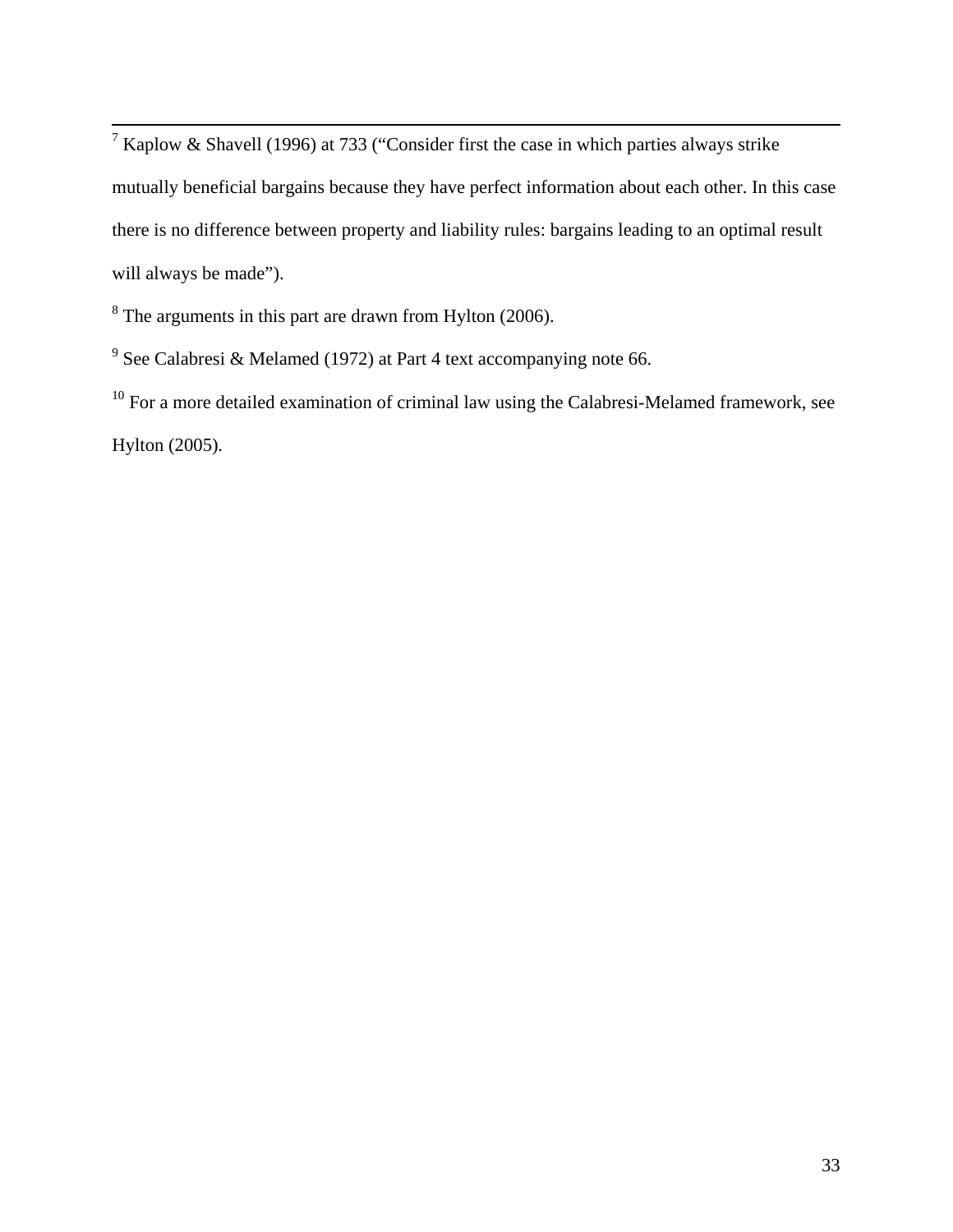[7] Kaplow & Shavell (1996) at 733 ("Consider first the case in which parties always strike mutually beneficial bargains because they have perfect information about each other. In this case there is no difference between property and liability rules: bargains leading to an optimal result will always be made").

[8] The arguments in this part are drawn from Hylton (2006).

[9] See Calabresi & Melamed (1972) at Part 4 text accompanying note 66.

[10] For a more detailed examination of criminal law using the Calabresi-Melamed framework, see Hylton (2005).